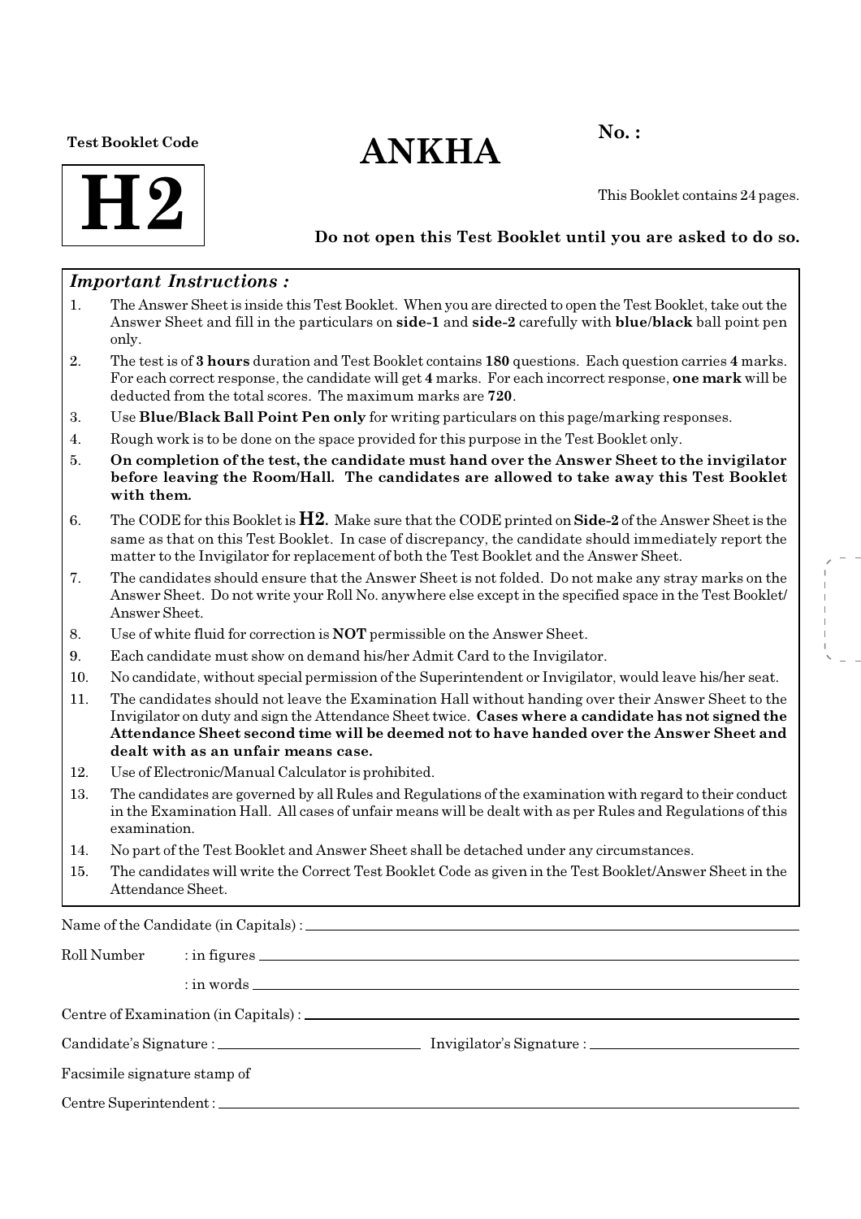Test Booklet Code

**H2**

# ANKHA

**No. :**

This Booklet contains 24 pages.

**Do not open this Test Booklet until you are asked to do so.**

***Important Instructions :***

1. The Answer Sheet is inside this Test Booklet. When you are directed to open the Test Booklet, take out the Answer Sheet and fill in the particulars on **side-1** and **side-2** carefully with **blue/black** ball point pen only.
2. The test is of **3 hours** duration and Test Booklet contains **180** questions. Each question carries **4** marks. For each correct response, the candidate will get **4** marks. For each incorrect response, **one mark** will be deducted from the total scores. The maximum marks are **720**.
3. Use **Blue/Black Ball Point Pen only** for writing particulars on this page/marking responses.
4. Rough work is to be done on the space provided for this purpose in the Test Booklet only.
5. **On completion of the test, the candidate must hand over the Answer Sheet to the invigilator before leaving the Room/Hall. The candidates are allowed to take away this Test Booklet with them.**
6. The CODE for this Booklet is **H2.** Make sure that the CODE printed on **Side-2** of the Answer Sheet is the same as that on this Test Booklet. In case of discrepancy, the candidate should immediately report the matter to the Invigilator for replacement of both the Test Booklet and the Answer Sheet.
7. The candidates should ensure that the Answer Sheet is not folded. Do not make any stray marks on the Answer Sheet. Do not write your Roll No. anywhere else except in the specified space in the Test Booklet/Answer Sheet.
8. Use of white fluid for correction is **NOT** permissible on the Answer Sheet.
9. Each candidate must show on demand his/her Admit Card to the Invigilator.
10. No candidate, without special permission of the Superintendent or Invigilator, would leave his/her seat.
11. The candidates should not leave the Examination Hall without handing over their Answer Sheet to the Invigilator on duty and sign the Attendance Sheet twice. **Cases where a candidate has not signed the Attendance Sheet second time will be deemed not to have handed over the Answer Sheet and dealt with as an unfair means case.**
12. Use of Electronic/Manual Calculator is prohibited.
13. The candidates are governed by all Rules and Regulations of the examination with regard to their conduct in the Examination Hall. All cases of unfair means will be dealt with as per Rules and Regulations of this examination.
14. No part of the Test Booklet and Answer Sheet shall be detached under any circumstances.
15. The candidates will write the Correct Test Booklet Code as given in the Test Booklet/Answer Sheet in the Attendance Sheet.

Name of the Candidate (in Capitals) : ____________________

Roll Number : in figures ____________________

: in words ____________________

Centre of Examination (in Capitals) : ____________________

Candidate's Signature : ____________________ Invigilator's Signature : ____________________

Facsimile signature stamp of

Centre Superintendent : ____________________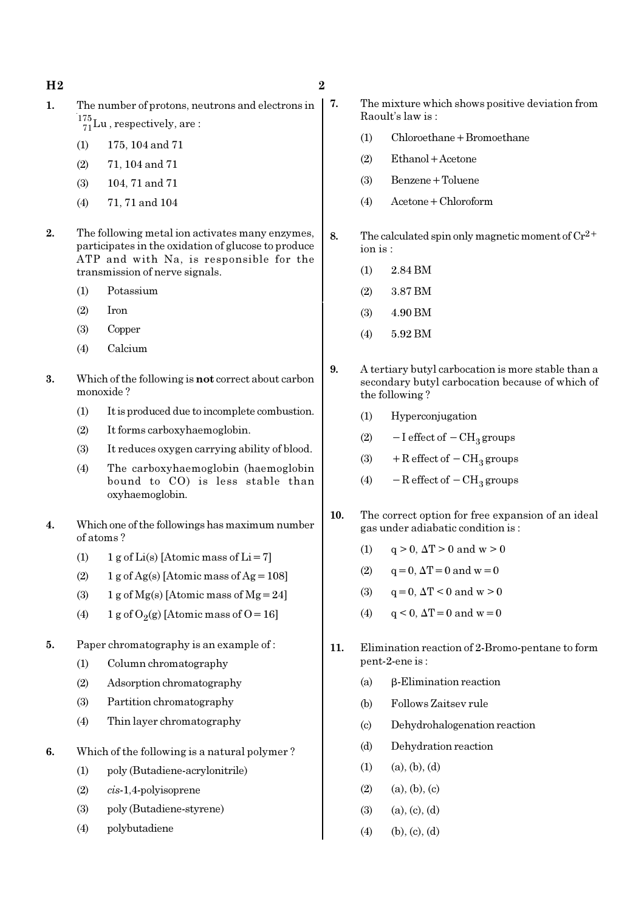1. The number of protons, neutrons and electrons in $^{175}_{71}Lu$, respectively, are :

   (1) 175, 104 and 71

   (2) 71, 104 and 71

   (3) 104, 71 and 71

   (4) 71, 71 and 104

2. The following metal ion activates many enzymes, participates in the oxidation of glucose to produce ATP and with Na, is responsible for the transmission of nerve signals.

   (1) Potassium

   (2) Iron

   (3) Copper

   (4) Calcium

3. Which of the following is **not** correct about carbon monoxide ?

   (1) It is produced due to incomplete combustion.

   (2) It forms carboxyhaemoglobin.

   (3) It reduces oxygen carrying ability of blood.

   (4) The carboxyhaemoglobin (haemoglobin bound to CO) is less stable than oxyhaemoglobin.

4. Which one of the followings has maximum number of atoms ?

   (1) 1 g of Li(s) [Atomic mass of Li = 7]

   (2) 1 g of Ag(s) [Atomic mass of Ag = 108]

   (3) 1 g of Mg(s) [Atomic mass of Mg = 24]

   (4) 1 g of $O_2$(g) [Atomic mass of O = 16]

5. Paper chromatography is an example of :

   (1) Column chromatography

   (2) Adsorption chromatography

   (3) Partition chromatography

   (4) Thin layer chromatography

6. Which of the following is a natural polymer ?

   (1) poly (Butadiene-acrylonitrile)

   (2) *cis*-1,4-polyisoprene

   (3) poly (Butadiene-styrene)

   (4) polybutadiene

7. The mixture which shows positive deviation from Raoult's law is :

   (1) Chloroethane + Bromoethane

   (2) Ethanol + Acetone

   (3) Benzene + Toluene

   (4) Acetone + Chloroform

8. The calculated spin only magnetic moment of $Cr^{2+}$ ion is :

   (1) 2.84 BM

   (2) 3.87 BM

   (3) 4.90 BM

   (4) 5.92 BM

9. A tertiary butyl carbocation is more stable than a secondary butyl carbocation because of which of the following ?

   (1) Hyperconjugation

   (2) $-I$ effect of $-CH_3$ groups

   (3) $+R$ effect of $-CH_3$ groups

   (4) $-R$ effect of $-CH_3$ groups

10. The correct option for free expansion of an ideal gas under adiabatic condition is :

    (1) $q > 0$, $\Delta T > 0$ and $w > 0$

    (2) $q = 0$, $\Delta T = 0$ and $w = 0$

    (3) $q = 0$, $\Delta T < 0$ and $w > 0$

    (4) $q < 0$, $\Delta T = 0$ and $w = 0$

11. Elimination reaction of 2-Bromo-pentane to form pent-2-ene is :

    (a) β-Elimination reaction

    (b) Follows Zaitsev rule

    (c) Dehydrohalogenation reaction

    (d) Dehydration reaction

    (1) (a), (b), (d)

    (2) (a), (b), (c)

    (3) (a), (c), (d)

    (4) (b), (c), (d)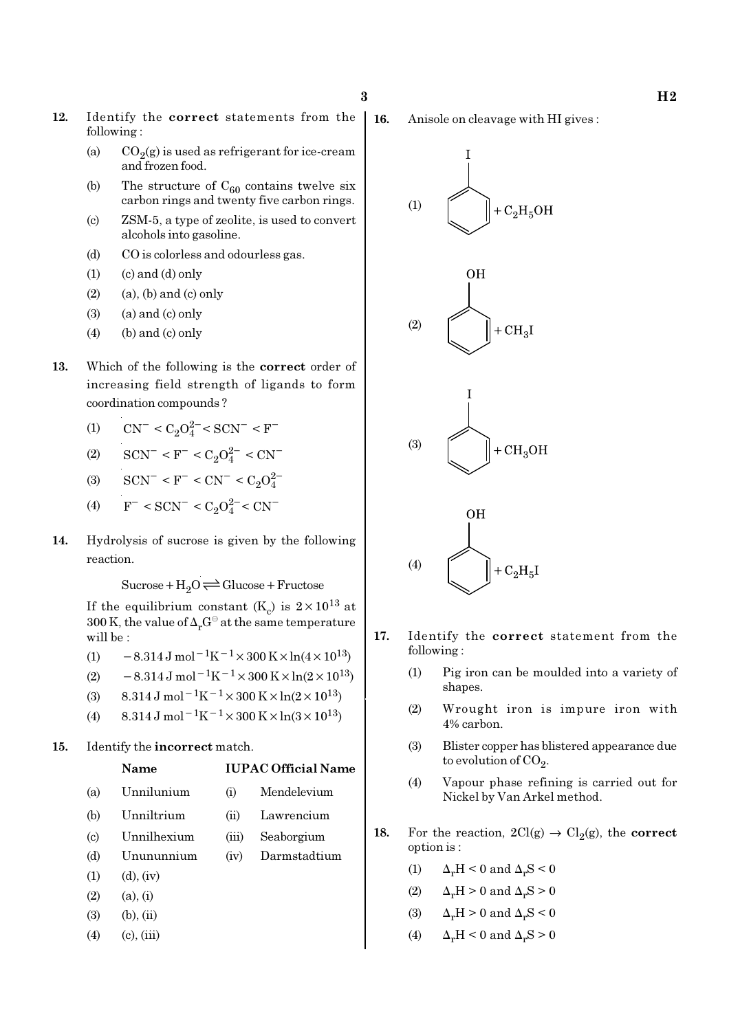**12.** Identify the **correct** statements from the following :

(a) $CO_2(g)$ is used as refrigerant for ice-cream and frozen food.

(b) The structure of $C_{60}$ contains twelve six carbon rings and twenty five carbon rings.

(c) ZSM-5, a type of zeolite, is used to convert alcohols into gasoline.

(d) CO is colorless and odourless gas.

(1) (c) and (d) only

(2) (a), (b) and (c) only

(3) (a) and (c) only

(4) (b) and (c) only

**13.** Which of the following is the **correct** order of increasing field strength of ligands to form coordination compounds ?

(1) $CN^- < C_2O_4^{2-} < SCN^- < F^-$

(2) $SCN^- < F^- < C_2O_4^{2-} < CN^-$

(3) $SCN^- < F^- < CN^- < C_2O_4^{2-}$

(4) $F^- < SCN^- < C_2O_4^{2-} < CN^-$

**14.** Hydrolysis of sucrose is given by the following reaction.

$$\text{Sucrose} + H_2O \rightleftharpoons \text{Glucose} + \text{Fructose}$$

If the equilibrium constant ($K_c$) is $2\times10^{13}$ at 300 K, the value of $\Delta_r G^\ominus$ at the same temperature will be :

(1) $-8.314\ \text{J mol}^{-1}\text{K}^{-1} \times 300\ \text{K} \times \ln(4\times10^{13})$

(2) $-8.314\ \text{J mol}^{-1}\text{K}^{-1} \times 300\ \text{K} \times \ln(2\times10^{13})$

(3) $8.314\ \text{J mol}^{-1}\text{K}^{-1} \times 300\ \text{K} \times \ln(2\times10^{13})$

(4) $8.314\ \text{J mol}^{-1}\text{K}^{-1} \times 300\ \text{K} \times \ln(3\times10^{13})$

**15.** Identify the **incorrect** match.

| | Name | | IUPAC Official Name |
|---|---|---|---|
| (a) | Unnilunium | (i) | Mendelevium |
| (b) | Unniltrium | (ii) | Lawrencium |
| (c) | Unnilhexium | (iii) | Seaborgium |
| (d) | Unununnium | (iv) | Darmstadtium |

(1) (d), (iv)

(2) (a), (i)

(3) (b), (ii)

(4) (c), (iii)

**16.** Anisole on cleavage with HI gives :

(1) Iodobenzene $+ C_2H_5OH$

(2) Phenol $+ CH_3I$

(3) Iodobenzene $+ CH_3OH$

(4) Phenol $+ C_2H_5I$

**17.** Identify the **correct** statement from the following :

(1) Pig iron can be moulded into a variety of shapes.

(2) Wrought iron is impure iron with 4% carbon.

(3) Blister copper has blistered appearance due to evolution of $CO_2$.

(4) Vapour phase refining is carried out for Nickel by Van Arkel method.

**18.** For the reaction, $2Cl(g) \rightarrow Cl_2(g)$, the **correct** option is :

(1) $\Delta_r H < 0$ and $\Delta_r S < 0$

(2) $\Delta_r H > 0$ and $\Delta_r S > 0$

(3) $\Delta_r H > 0$ and $\Delta_r S < 0$

(4) $\Delta_r H < 0$ and $\Delta_r S > 0$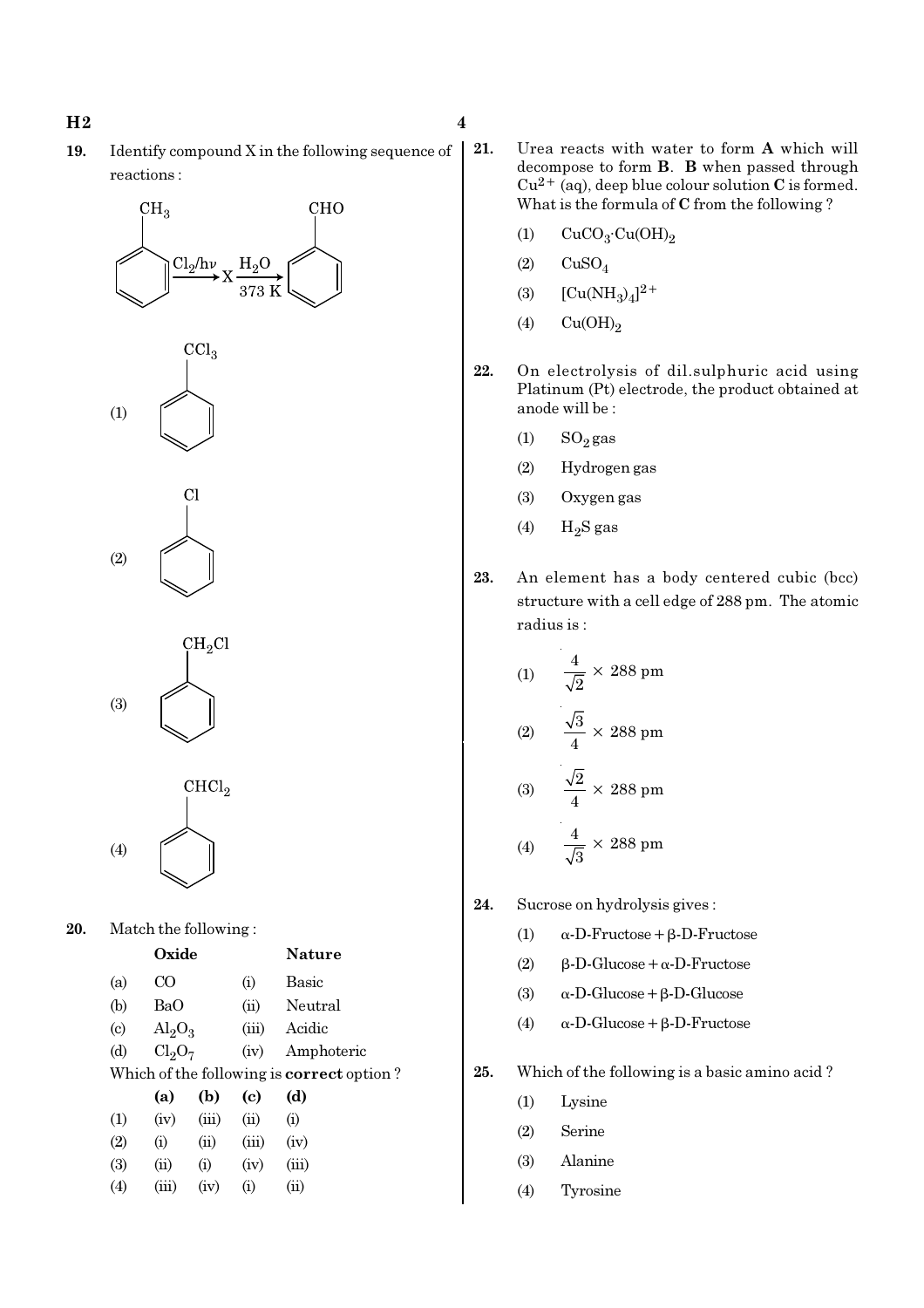**19.** Identify compound X in the following sequence of reactions :

$$C_6H_5CH_3 \xrightarrow{Cl_2/h\nu} X \xrightarrow[373\ K]{H_2O} C_6H_5CHO$$

(1) $C_6H_5CCl_3$

(2) $C_6H_5Cl$

(3) $C_6H_5CH_2Cl$

(4) $C_6H_5CHCl_2$

**20.** Match the following :

| | Oxide | | Nature |
|---|---|---|---|
| (a) | $CO$ | (i) | Basic |
| (b) | $BaO$ | (ii) | Neutral |
| (c) | $Al_2O_3$ | (iii) | Acidic |
| (d) | $Cl_2O_7$ | (iv) | Amphoteric |

Which of the following is **correct** option ?

| | (a) | (b) | (c) | (d) |
|---|---|---|---|---|
| (1) | (iv) | (iii) | (ii) | (i) |
| (2) | (i) | (ii) | (iii) | (iv) |
| (3) | (ii) | (i) | (iv) | (iii) |
| (4) | (iii) | (iv) | (i) | (ii) |

**21.** Urea reacts with water to form **A** which will decompose to form **B**. **B** when passed through $Cu^{2+}$ (aq), deep blue colour solution **C** is formed. What is the formula of **C** from the following ?

(1) $CuCO_3 \cdot Cu(OH)_2$

(2) $CuSO_4$

(3) $[Cu(NH_3)_4]^{2+}$

(4) $Cu(OH)_2$

**22.** On electrolysis of dil.sulphuric acid using Platinum (Pt) electrode, the product obtained at anode will be :

(1) $SO_2$ gas

(2) Hydrogen gas

(3) Oxygen gas

(4) $H_2S$ gas

**23.** An element has a body centered cubic (bcc) structure with a cell edge of 288 pm. The atomic radius is :

(1) $\frac{4}{\sqrt{2}} \times 288$ pm

(2) $\frac{\sqrt{3}}{4} \times 288$ pm

(3) $\frac{\sqrt{2}}{4} \times 288$ pm

(4) $\frac{4}{\sqrt{3}} \times 288$ pm

**24.** Sucrose on hydrolysis gives :

(1) α-D-Fructose + β-D-Fructose

(2) β-D-Glucose + α-D-Fructose

(3) α-D-Glucose + β-D-Glucose

(4) α-D-Glucose + β-D-Fructose

**25.** Which of the following is a basic amino acid ?

(1) Lysine

(2) Serine

(3) Alanine

(4) Tyrosine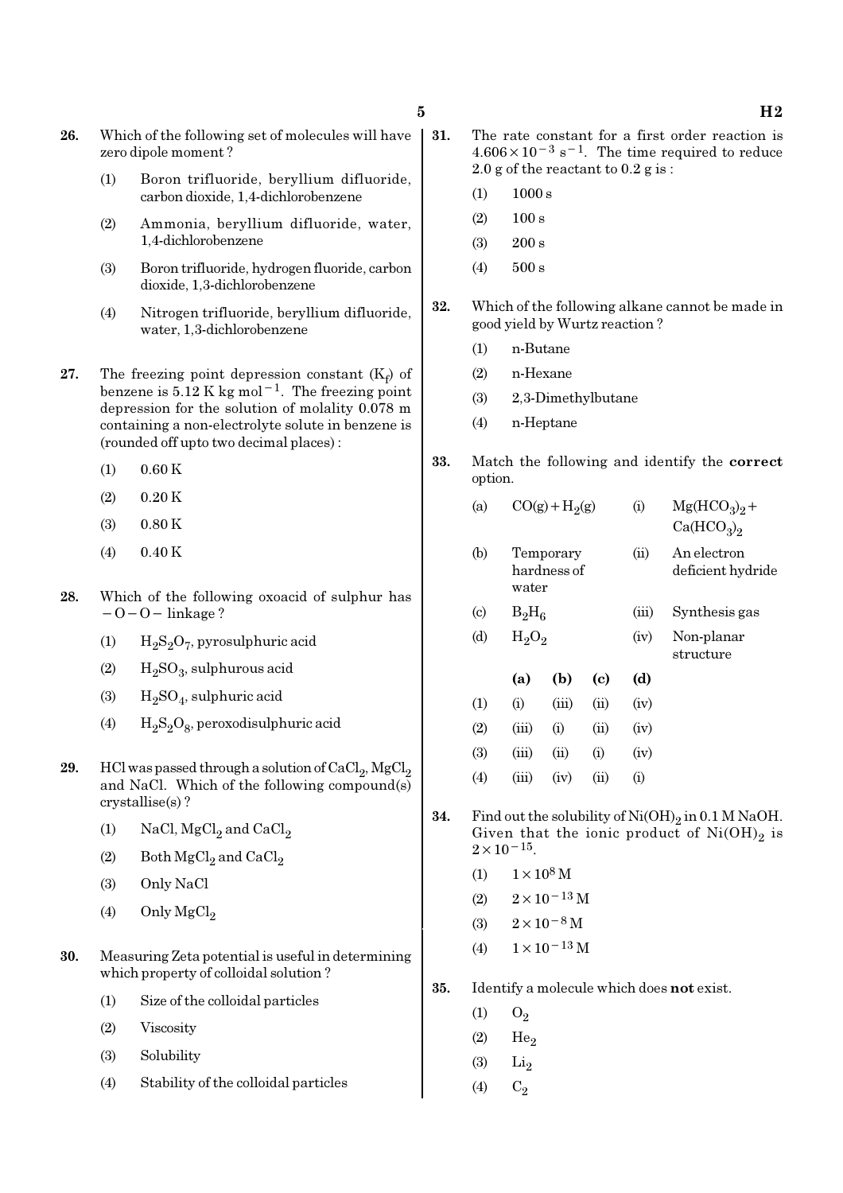26. Which of the following set of molecules will have zero dipole moment ?

(1) Boron trifluoride, beryllium difluoride, carbon dioxide, 1,4-dichlorobenzene

(2) Ammonia, beryllium difluoride, water, 1,4-dichlorobenzene

(3) Boron trifluoride, hydrogen fluoride, carbon dioxide, 1,3-dichlorobenzene

(4) Nitrogen trifluoride, beryllium difluoride, water, 1,3-dichlorobenzene

27. The freezing point depression constant ($K_f$) of benzene is 5.12 K kg mol$^{-1}$. The freezing point depression for the solution of molality 0.078 m containing a non-electrolyte solute in benzene is (rounded off upto two decimal places) :

(1) 0.60 K

(2) 0.20 K

(3) 0.80 K

(4) 0.40 K

28. Which of the following oxoacid of sulphur has $-O-O-$ linkage ?

(1) $H_2S_2O_7$, pyrosulphuric acid

(2) $H_2SO_3$, sulphurous acid

(3) $H_2SO_4$, sulphuric acid

(4) $H_2S_2O_8$, peroxodisulphuric acid

29. HCl was passed through a solution of $CaCl_2$, $MgCl_2$ and NaCl. Which of the following compound(s) crystallise(s) ?

(1) NaCl, $MgCl_2$ and $CaCl_2$

(2) Both $MgCl_2$ and $CaCl_2$

(3) Only NaCl

(4) Only $MgCl_2$

30. Measuring Zeta potential is useful in determining which property of colloidal solution ?

(1) Size of the colloidal particles

(2) Viscosity

(3) Solubility

(4) Stability of the colloidal particles

31. The rate constant for a first order reaction is $4.606 \times 10^{-3}$ s$^{-1}$. The time required to reduce 2.0 g of the reactant to 0.2 g is :

(1) 1000 s

(2) 100 s

(3) 200 s

(4) 500 s

32. Which of the following alkane cannot be made in good yield by Wurtz reaction ?

(1) n-Butane

(2) n-Hexane

(3) 2,3-Dimethylbutane

(4) n-Heptane

33. Match the following and identify the **correct** option.

| | | | |
|---|---|---|---|
| (a) | $CO(g) + H_2(g)$ | (i) | $Mg(HCO_3)_2 + Ca(HCO_3)_2$ |
| (b) | Temporary hardness of water | (ii) | An electron deficient hydride |
| (c) | $B_2H_6$ | (iii) | Synthesis gas |
| (d) | $H_2O_2$ | (iv) | Non-planar structure |

| | (a) | (b) | (c) | (d) |
|---|---|---|---|---|
| (1) | (i) | (iii) | (ii) | (iv) |
| (2) | (iii) | (i) | (ii) | (iv) |
| (3) | (iii) | (ii) | (i) | (iv) |
| (4) | (iii) | (iv) | (ii) | (i) |

34. Find out the solubility of $Ni(OH)_2$ in 0.1 M NaOH. Given that the ionic product of $Ni(OH)_2$ is $2 \times 10^{-15}$.

(1) $1 \times 10^{8}$ M

(2) $2 \times 10^{-13}$ M

(3) $2 \times 10^{-8}$ M

(4) $1 \times 10^{-13}$ M

35. Identify a molecule which does **not** exist.

(1) $O_2$

(2) $He_2$

(3) $Li_2$

(4) $C_2$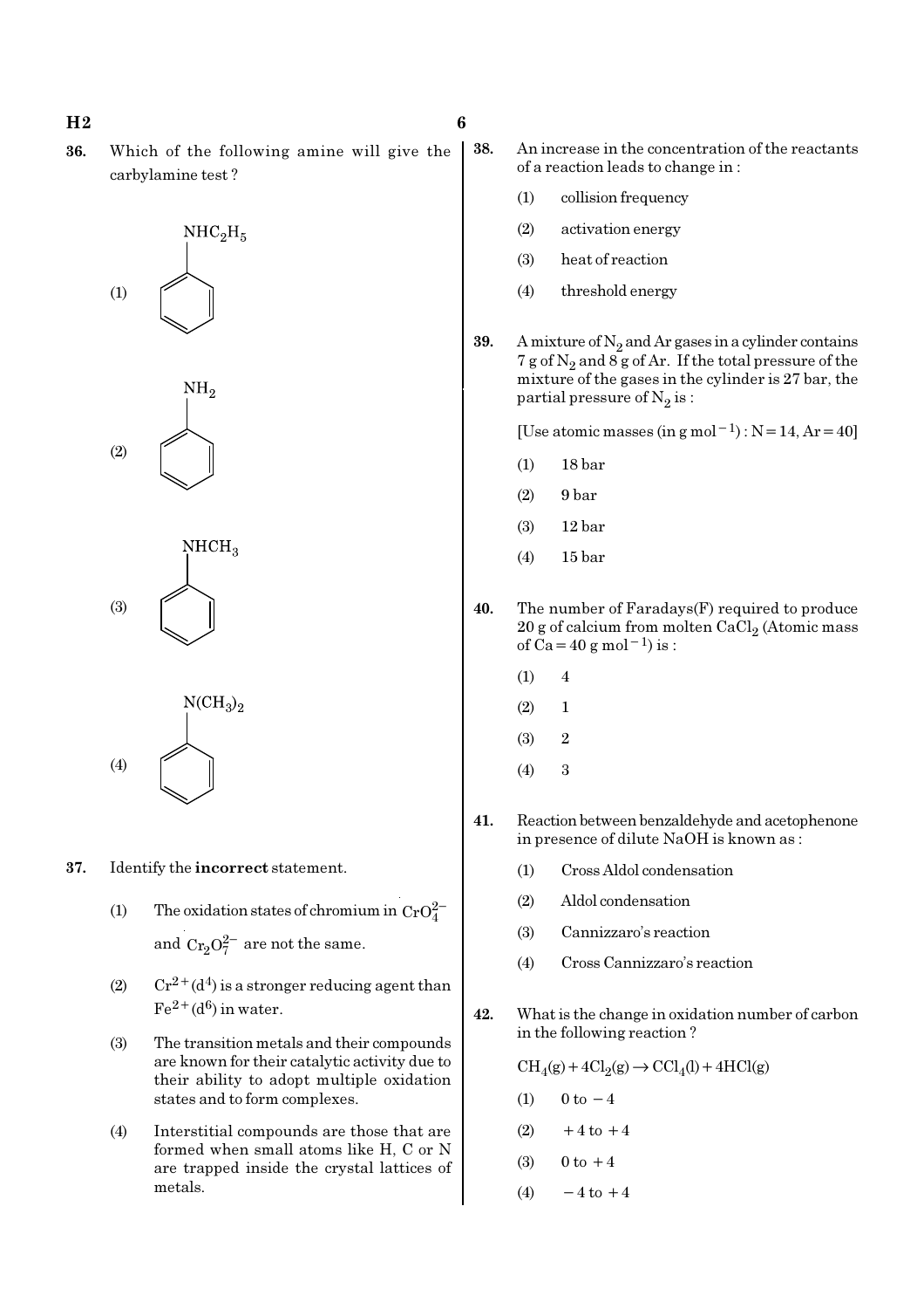**36.** Which of the following amine will give the carbylamine test ?

(1) $C_6H_5NHC_2H_5$ (benzene ring with $NHC_2H_5$)

(2) $C_6H_5NH_2$ (benzene ring with $NH_2$)

(3) $C_6H_5NHCH_3$ (benzene ring with $NHCH_3$)

(4) $C_6H_5N(CH_3)_2$ (benzene ring with $N(CH_3)_2$)

**37.** Identify the **incorrect** statement.

(1) The oxidation states of chromium in $CrO_4^{2-}$ and $Cr_2O_7^{2-}$ are not the same.

(2) $Cr^{2+}(d^4)$ is a stronger reducing agent than $Fe^{2+}(d^6)$ in water.

(3) The transition metals and their compounds are known for their catalytic activity due to their ability to adopt multiple oxidation states and to form complexes.

(4) Interstitial compounds are those that are formed when small atoms like H, C or N are trapped inside the crystal lattices of metals.

**38.** An increase in the concentration of the reactants of a reaction leads to change in :

(1) collision frequency

(2) activation energy

(3) heat of reaction

(4) threshold energy

**39.** A mixture of $N_2$ and Ar gases in a cylinder contains 7 g of $N_2$ and 8 g of Ar. If the total pressure of the mixture of the gases in the cylinder is 27 bar, the partial pressure of $N_2$ is :

[Use atomic masses (in g mol$^{-1}$) : N = 14, Ar = 40]

(1) 18 bar

(2) 9 bar

(3) 12 bar

(4) 15 bar

**40.** The number of Faradays(F) required to produce 20 g of calcium from molten $CaCl_2$ (Atomic mass of Ca = 40 g mol$^{-1}$) is :

(1) 4

(2) 1

(3) 2

(4) 3

**41.** Reaction between benzaldehyde and acetophenone in presence of dilute NaOH is known as :

(1) Cross Aldol condensation

(2) Aldol condensation

(3) Cannizzaro's reaction

(4) Cross Cannizzaro's reaction

**42.** What is the change in oxidation number of carbon in the following reaction ?

$CH_4(g) + 4Cl_2(g) \rightarrow CCl_4(l) + 4HCl(g)$

(1) 0 to $-4$

(2) $+4$ to $+4$

(3) 0 to $+4$

(4) $-4$ to $+4$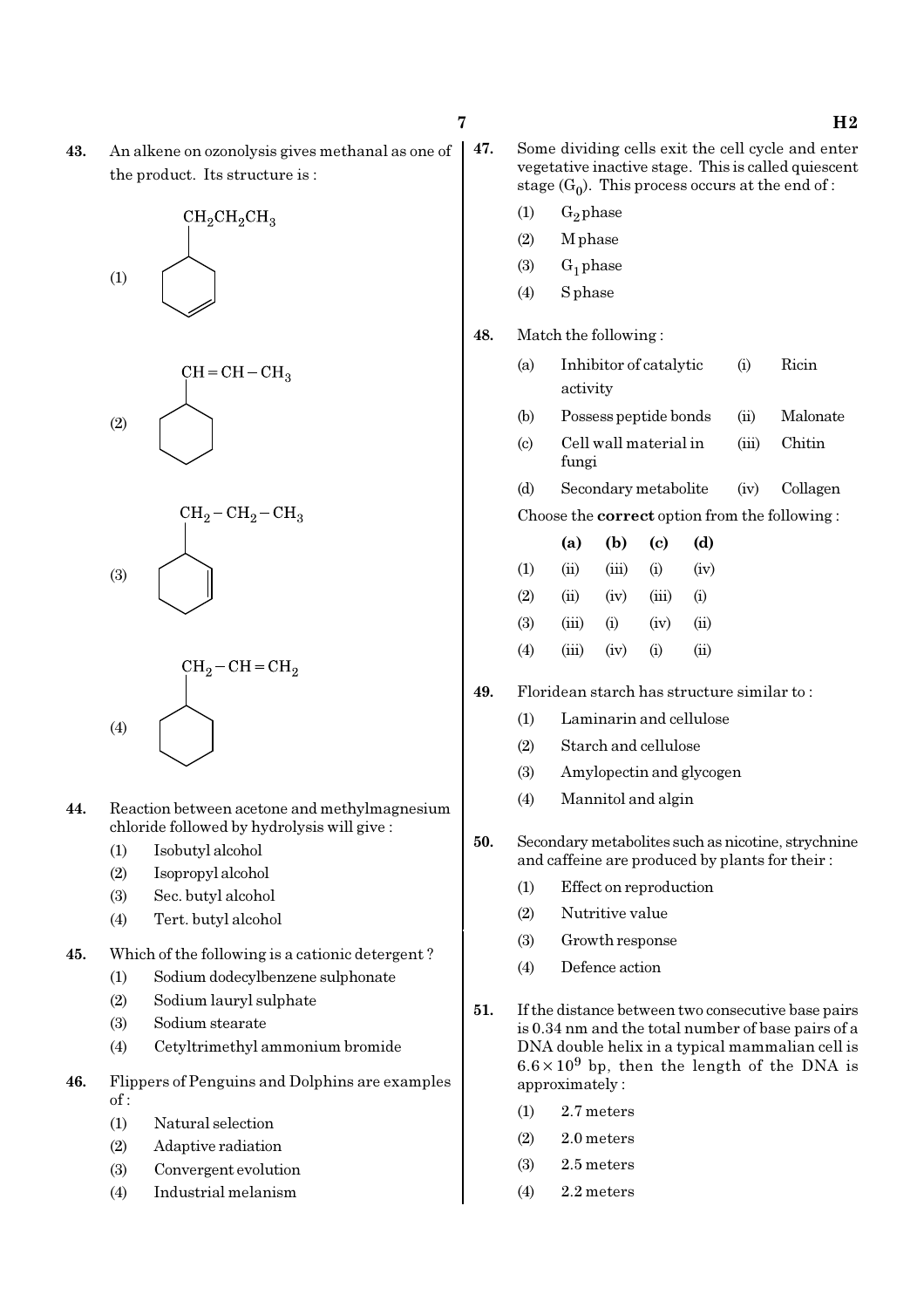43. An alkene on ozonolysis gives methanal as one of the product. Its structure is :

(1) Cyclohexene ring with $CH_2CH_2CH_3$ substituent (double bond in ring)

(2) Cyclohexane ring with $CH=CH-CH_3$ substituent

(3) Cyclohexene ring with $CH_2-CH_2-CH_3$ substituent (double bond in ring)

(4) Cyclohexane ring with $CH_2-CH=CH_2$ substituent

44. Reaction between acetone and methylmagnesium chloride followed by hydrolysis will give :
   (1) Isobutyl alcohol
   (2) Isopropyl alcohol
   (3) Sec. butyl alcohol
   (4) Tert. butyl alcohol

45. Which of the following is a cationic detergent ?
   (1) Sodium dodecylbenzene sulphonate
   (2) Sodium lauryl sulphate
   (3) Sodium stearate
   (4) Cetyltrimethyl ammonium bromide

46. Flippers of Penguins and Dolphins are examples of :
   (1) Natural selection
   (2) Adaptive radiation
   (3) Convergent evolution
   (4) Industrial melanism

47. Some dividing cells exit the cell cycle and enter vegetative inactive stage. This is called quiescent stage ($G_0$). This process occurs at the end of :
   (1) $G_2$ phase
   (2) M phase
   (3) $G_1$ phase
   (4) S phase

48. Match the following :

| | | | |
|---|---|---|---|
| (a) | Inhibitor of catalytic activity | (i) | Ricin |
| (b) | Possess peptide bonds | (ii) | Malonate |
| (c) | Cell wall material in fungi | (iii) | Chitin |
| (d) | Secondary metabolite | (iv) | Collagen |

Choose the **correct** option from the following :

| | (a) | (b) | (c) | (d) |
|---|---|---|---|---|
| (1) | (ii) | (iii) | (i) | (iv) |
| (2) | (ii) | (iv) | (iii) | (i) |
| (3) | (iii) | (i) | (iv) | (ii) |
| (4) | (iii) | (iv) | (i) | (ii) |

49. Floridean starch has structure similar to :
   (1) Laminarin and cellulose
   (2) Starch and cellulose
   (3) Amylopectin and glycogen
   (4) Mannitol and algin

50. Secondary metabolites such as nicotine, strychnine and caffeine are produced by plants for their :
   (1) Effect on reproduction
   (2) Nutritive value
   (3) Growth response
   (4) Defence action

51. If the distance between two consecutive base pairs is 0.34 nm and the total number of base pairs of a DNA double helix in a typical mammalian cell is $6.6 \times 10^9$ bp, then the length of the DNA is approximately :
   (1) 2.7 meters
   (2) 2.0 meters
   (3) 2.5 meters
   (4) 2.2 meters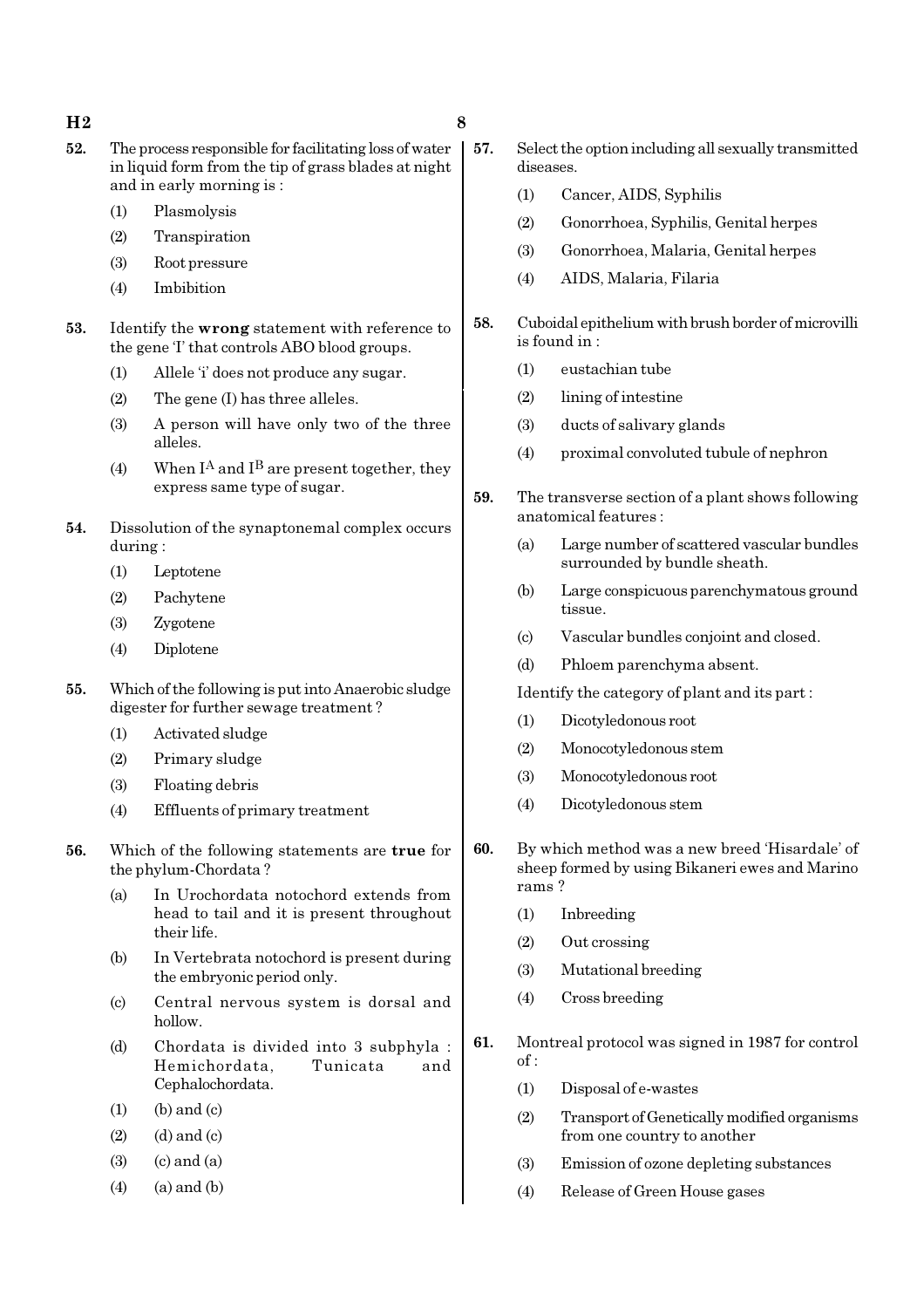**52.** The process responsible for facilitating loss of water in liquid form from the tip of grass blades at night and in early morning is :

(1) Plasmolysis

(2) Transpiration

(3) Root pressure

(4) Imbibition

**53.** Identify the **wrong** statement with reference to the gene 'I' that controls ABO blood groups.

(1) Allele 'i' does not produce any sugar.

(2) The gene (I) has three alleles.

(3) A person will have only two of the three alleles.

(4) When $I^A$ and $I^B$ are present together, they express same type of sugar.

**54.** Dissolution of the synaptonemal complex occurs during :

(1) Leptotene

(2) Pachytene

(3) Zygotene

(4) Diplotene

**55.** Which of the following is put into Anaerobic sludge digester for further sewage treatment ?

(1) Activated sludge

(2) Primary sludge

(3) Floating debris

(4) Effluents of primary treatment

**56.** Which of the following statements are **true** for the phylum-Chordata ?

(a) In Urochordata notochord extends from head to tail and it is present throughout their life.

(b) In Vertebrata notochord is present during the embryonic period only.

(c) Central nervous system is dorsal and hollow.

(d) Chordata is divided into 3 subphyla : Hemichordata, Tunicata and Cephalochordata.

(1) (b) and (c)

(2) (d) and (c)

(3) (c) and (a)

(4) (a) and (b)

**57.** Select the option including all sexually transmitted diseases.

(1) Cancer, AIDS, Syphilis

(2) Gonorrhoea, Syphilis, Genital herpes

(3) Gonorrhoea, Malaria, Genital herpes

(4) AIDS, Malaria, Filaria

**58.** Cuboidal epithelium with brush border of microvilli is found in :

(1) eustachian tube

(2) lining of intestine

(3) ducts of salivary glands

(4) proximal convoluted tubule of nephron

**59.** The transverse section of a plant shows following anatomical features :

(a) Large number of scattered vascular bundles surrounded by bundle sheath.

(b) Large conspicuous parenchymatous ground tissue.

(c) Vascular bundles conjoint and closed.

(d) Phloem parenchyma absent.

Identify the category of plant and its part :

(1) Dicotyledonous root

(2) Monocotyledonous stem

(3) Monocotyledonous root

(4) Dicotyledonous stem

**60.** By which method was a new breed 'Hisardale' of sheep formed by using Bikaneri ewes and Marino rams ?

(1) Inbreeding

(2) Out crossing

(3) Mutational breeding

(4) Cross breeding

**61.** Montreal protocol was signed in 1987 for control of :

(1) Disposal of e-wastes

(2) Transport of Genetically modified organisms from one country to another

(3) Emission of ozone depleting substances

(4) Release of Green House gases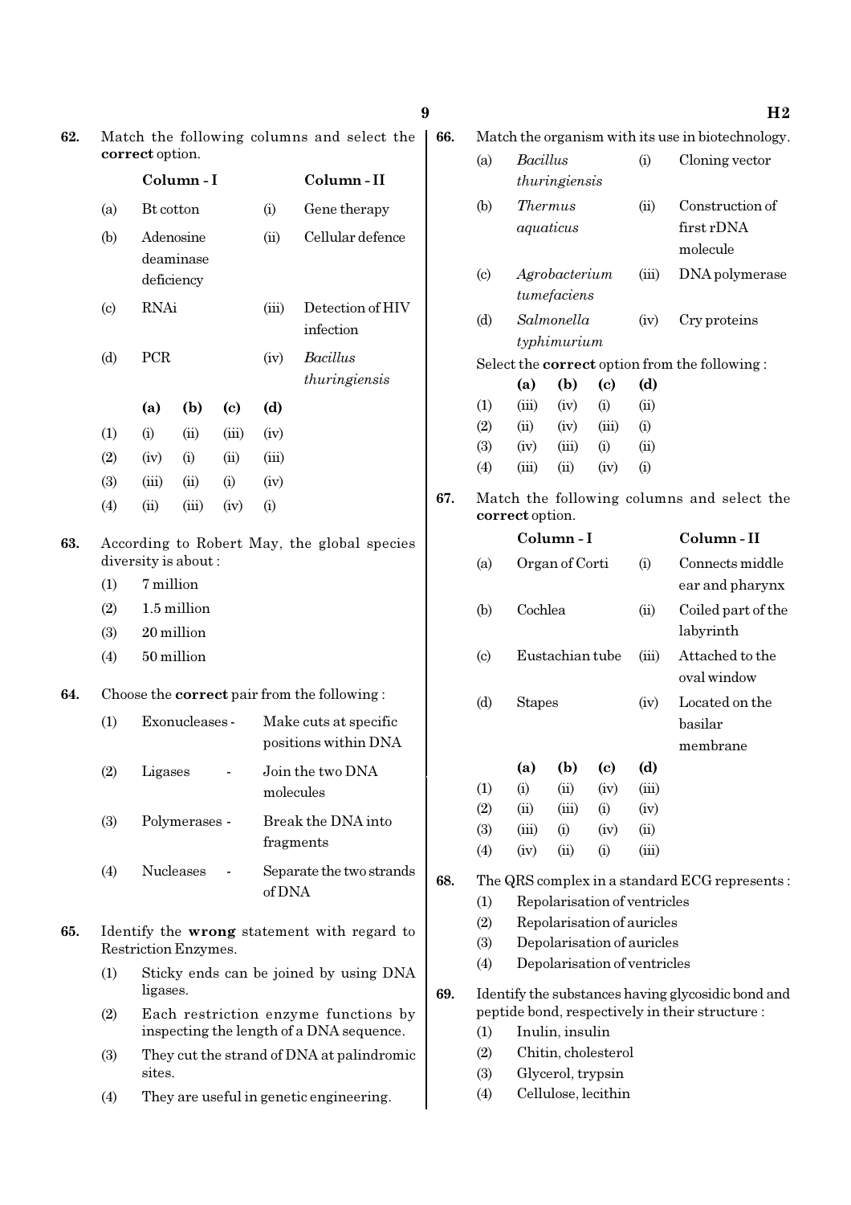62. Match the following columns and select the **correct** option.

| | Column - I | | Column - II |
|---|---|---|---|
| (a) | Bt cotton | (i) | Gene therapy |
| (b) | Adenosine deaminase deficiency | (ii) | Cellular defence |
| (c) | RNAi | (iii) | Detection of HIV infection |
| (d) | PCR | (iv) | *Bacillus thuringiensis* |

| | (a) | (b) | (c) | (d) |
|---|---|---|---|---|
| (1) | (i) | (ii) | (iii) | (iv) |
| (2) | (iv) | (i) | (ii) | (iii) |
| (3) | (iii) | (ii) | (i) | (iv) |
| (4) | (ii) | (iii) | (iv) | (i) |

63. According to Robert May, the global species diversity is about :

(1) 7 million
(2) 1.5 million
(3) 20 million
(4) 50 million

64. Choose the **correct** pair from the following :

(1) Exonucleases - Make cuts at specific positions within DNA
(2) Ligases - Join the two DNA molecules
(3) Polymerases - Break the DNA into fragments
(4) Nucleases - Separate the two strands of DNA

65. Identify the **wrong** statement with regard to Restriction Enzymes.

(1) Sticky ends can be joined by using DNA ligases.
(2) Each restriction enzyme functions by inspecting the length of a DNA sequence.
(3) They cut the strand of DNA at palindromic sites.
(4) They are useful in genetic engineering.

66. Match the organism with its use in biotechnology.

| | | | |
|---|---|---|---|
| (a) | *Bacillus thuringiensis* | (i) | Cloning vector |
| (b) | *Thermus aquaticus* | (ii) | Construction of first rDNA molecule |
| (c) | *Agrobacterium tumefaciens* | (iii) | DNA polymerase |
| (d) | *Salmonella typhimurium* | (iv) | Cry proteins |

Select the **correct** option from the following :

| | (a) | (b) | (c) | (d) |
|---|---|---|---|---|
| (1) | (iii) | (iv) | (i) | (ii) |
| (2) | (ii) | (iv) | (iii) | (i) |
| (3) | (iv) | (iii) | (i) | (ii) |
| (4) | (iii) | (ii) | (iv) | (i) |

67. Match the following columns and select the **correct** option.

| | Column - I | | Column - II |
|---|---|---|---|
| (a) | Organ of Corti | (i) | Connects middle ear and pharynx |
| (b) | Cochlea | (ii) | Coiled part of the labyrinth |
| (c) | Eustachian tube | (iii) | Attached to the oval window |
| (d) | Stapes | (iv) | Located on the basilar membrane |

| | (a) | (b) | (c) | (d) |
|---|---|---|---|---|
| (1) | (i) | (ii) | (iv) | (iii) |
| (2) | (ii) | (iii) | (i) | (iv) |
| (3) | (iii) | (i) | (iv) | (ii) |
| (4) | (iv) | (ii) | (i) | (iii) |

68. The QRS complex in a standard ECG represents :

(1) Repolarisation of ventricles
(2) Repolarisation of auricles
(3) Depolarisation of auricles
(4) Depolarisation of ventricles

69. Identify the substances having glycosidic bond and peptide bond, respectively in their structure :

(1) Inulin, insulin
(2) Chitin, cholesterol
(3) Glycerol, trypsin
(4) Cellulose, lecithin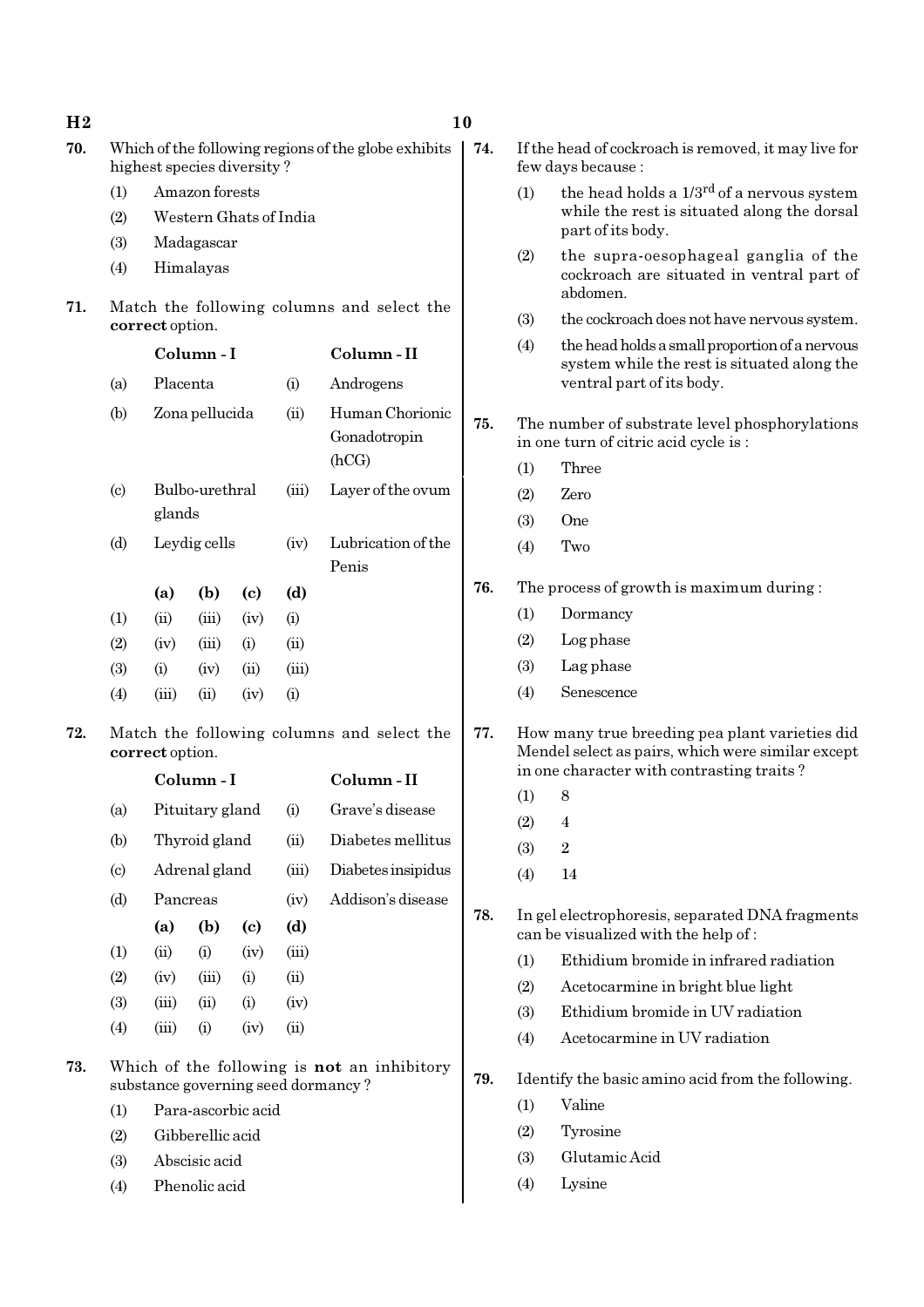70. Which of the following regions of the globe exhibits highest species diversity ?

(1) Amazon forests
(2) Western Ghats of India
(3) Madagascar
(4) Himalayas

71. Match the following columns and select the **correct** option.

| | Column - I | | Column - II |
|---|---|---|---|
| (a) | Placenta | (i) | Androgens |
| (b) | Zona pellucida | (ii) | Human Chorionic Gonadotropin (hCG) |
| (c) | Bulbo-urethral glands | (iii) | Layer of the ovum |
| (d) | Leydig cells | (iv) | Lubrication of the Penis |

| | (a) | (b) | (c) | (d) |
|---|---|---|---|---|
| (1) | (ii) | (iii) | (iv) | (i) |
| (2) | (iv) | (iii) | (i) | (ii) |
| (3) | (i) | (iv) | (ii) | (iii) |
| (4) | (iii) | (ii) | (iv) | (i) |

72. Match the following columns and select the **correct** option.

| | Column - I | | Column - II |
|---|---|---|---|
| (a) | Pituitary gland | (i) | Grave's disease |
| (b) | Thyroid gland | (ii) | Diabetes mellitus |
| (c) | Adrenal gland | (iii) | Diabetes insipidus |
| (d) | Pancreas | (iv) | Addison's disease |

| | (a) | (b) | (c) | (d) |
|---|---|---|---|---|
| (1) | (ii) | (i) | (iv) | (iii) |
| (2) | (iv) | (iii) | (i) | (ii) |
| (3) | (iii) | (ii) | (i) | (iv) |
| (4) | (iii) | (i) | (iv) | (ii) |

73. Which of the following is **not** an inhibitory substance governing seed dormancy ?

(1) Para-ascorbic acid
(2) Gibberellic acid
(3) Abscisic acid
(4) Phenolic acid

74. If the head of cockroach is removed, it may live for few days because :

(1) the head holds a 1/3[rd] of a nervous system while the rest is situated along the dorsal part of its body.
(2) the supra-oesophageal ganglia of the cockroach are situated in ventral part of abdomen.
(3) the cockroach does not have nervous system.
(4) the head holds a small proportion of a nervous system while the rest is situated along the ventral part of its body.

75. The number of substrate level phosphorylations in one turn of citric acid cycle is :

(1) Three
(2) Zero
(3) One
(4) Two

76. The process of growth is maximum during :

(1) Dormancy
(2) Log phase
(3) Lag phase
(4) Senescence

77. How many true breeding pea plant varieties did Mendel select as pairs, which were similar except in one character with contrasting traits ?

(1) 8
(2) 4
(3) 2
(4) 14

78. In gel electrophoresis, separated DNA fragments can be visualized with the help of :

(1) Ethidium bromide in infrared radiation
(2) Acetocarmine in bright blue light
(3) Ethidium bromide in UV radiation
(4) Acetocarmine in UV radiation

79. Identify the basic amino acid from the following.

(1) Valine
(2) Tyrosine
(3) Glutamic Acid
(4) Lysine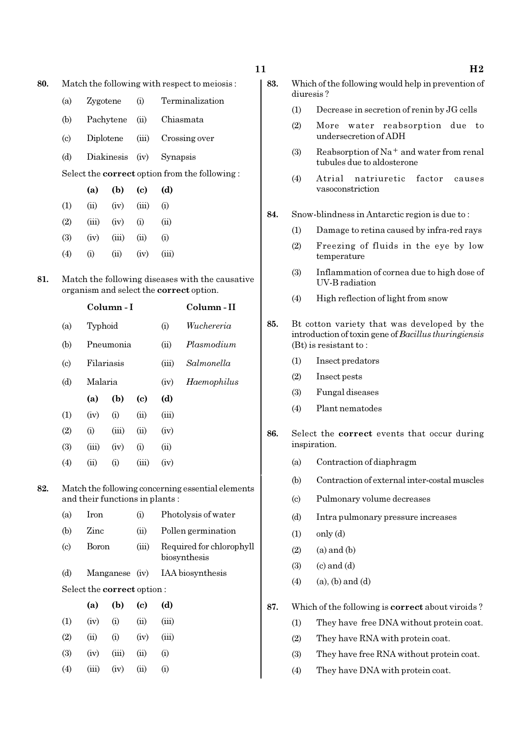80. Match the following with respect to meiosis :

| | | | |
|---|---|---|---|
| (a) | Zygotene | (i) | Terminalization |
| (b) | Pachytene | (ii) | Chiasmata |
| (c) | Diplotene | (iii) | Crossing over |
| (d) | Diakinesis | (iv) | Synapsis |

Select the **correct** option from the following :

| | (a) | (b) | (c) | (d) |
|---|---|---|---|---|
| (1) | (ii) | (iv) | (iii) | (i) |
| (2) | (iii) | (iv) | (i) | (ii) |
| (3) | (iv) | (iii) | (ii) | (i) |
| (4) | (i) | (ii) | (iv) | (iii) |

81. Match the following diseases with the causative organism and select the **correct** option.

| | Column - I | | Column - II |
|---|---|---|---|
| (a) | Typhoid | (i) | *Wuchereria* |
| (b) | Pneumonia | (ii) | *Plasmodium* |
| (c) | Filariasis | (iii) | *Salmonella* |
| (d) | Malaria | (iv) | *Haemophilus* |

| | (a) | (b) | (c) | (d) |
|---|---|---|---|---|
| (1) | (iv) | (i) | (ii) | (iii) |
| (2) | (i) | (iii) | (ii) | (iv) |
| (3) | (iii) | (iv) | (i) | (ii) |
| (4) | (ii) | (i) | (iii) | (iv) |

82. Match the following concerning essential elements and their functions in plants :

| | | | |
|---|---|---|---|
| (a) | Iron | (i) | Photolysis of water |
| (b) | Zinc | (ii) | Pollen germination |
| (c) | Boron | (iii) | Required for chlorophyll biosynthesis |
| (d) | Manganese | (iv) | IAA biosynthesis |

Select the **correct** option :

| | (a) | (b) | (c) | (d) |
|---|---|---|---|---|
| (1) | (iv) | (i) | (ii) | (iii) |
| (2) | (ii) | (i) | (iv) | (iii) |
| (3) | (iv) | (iii) | (ii) | (i) |
| (4) | (iii) | (iv) | (ii) | (i) |

83. Which of the following would help in prevention of diuresis ?

(1) Decrease in secretion of renin by JG cells

(2) More water reabsorption due to undersecretion of ADH

(3) Reabsorption of $Na^+$ and water from renal tubules due to aldosterone

(4) Atrial natriuretic factor causes vasoconstriction

84. Snow-blindness in Antarctic region is due to :

(1) Damage to retina caused by infra-red rays

(2) Freezing of fluids in the eye by low temperature

(3) Inflammation of cornea due to high dose of UV-B radiation

(4) High reflection of light from snow

85. Bt cotton variety that was developed by the introduction of toxin gene of *Bacillus thuringiensis* (Bt) is resistant to :

(1) Insect predators

(2) Insect pests

(3) Fungal diseases

(4) Plant nematodes

86. Select the **correct** events that occur during inspiration.

(a) Contraction of diaphragm

(b) Contraction of external inter-costal muscles

(c) Pulmonary volume decreases

(d) Intra pulmonary pressure increases

(1) only (d)

(2) (a) and (b)

(3) (c) and (d)

(4) (a), (b) and (d)

87. Which of the following is **correct** about viroids ?

(1) They have free DNA without protein coat.

(2) They have RNA with protein coat.

(3) They have free RNA without protein coat.

(4) They have DNA with protein coat.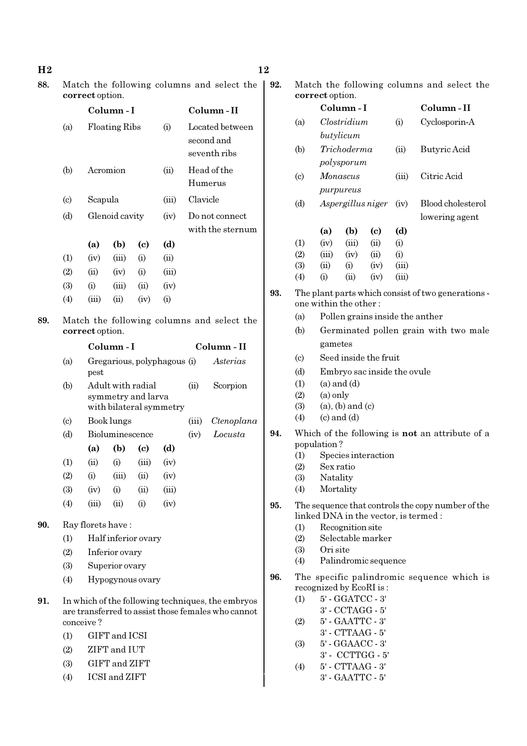88. Match the following columns and select the **correct** option.

| | Column - I | | Column - II |
|---|---|---|---|
| (a) | Floating Ribs | (i) | Located between second and seventh ribs |
| (b) | Acromion | (ii) | Head of the Humerus |
| (c) | Scapula | (iii) | Clavicle |
| (d) | Glenoid cavity | (iv) | Do not connect with the sternum |

| | (a) | (b) | (c) | (d) |
|---|---|---|---|---|
| (1) | (iv) | (iii) | (i) | (ii) |
| (2) | (ii) | (iv) | (i) | (iii) |
| (3) | (i) | (iii) | (ii) | (iv) |
| (4) | (iii) | (ii) | (iv) | (i) |

89. Match the following columns and select the **correct** option.

| | Column - I | | Column - II |
|---|---|---|---|
| (a) | Gregarious, polyphagous pest | (i) | *Asterias* |
| (b) | Adult with radial symmetry and larva with bilateral symmetry | (ii) | Scorpion |
| (c) | Book lungs | (iii) | *Ctenoplana* |
| (d) | Bioluminescence | (iv) | *Locusta* |

| | (a) | (b) | (c) | (d) |
|---|---|---|---|---|
| (1) | (ii) | (i) | (iii) | (iv) |
| (2) | (i) | (iii) | (ii) | (iv) |
| (3) | (iv) | (i) | (ii) | (iii) |
| (4) | (iii) | (ii) | (i) | (iv) |

90. Ray florets have :

(1) Half inferior ovary
(2) Inferior ovary
(3) Superior ovary
(4) Hypogynous ovary

91. In which of the following techniques, the embryos are transferred to assist those females who cannot conceive ?

(1) GIFT and ICSI
(2) ZIFT and IUT
(3) GIFT and ZIFT
(4) ICSI and ZIFT

92. Match the following columns and select the **correct** option.

| | Column - I | | Column - II |
|---|---|---|---|
| (a) | *Clostridium butylicum* | (i) | Cyclosporin-A |
| (b) | *Trichoderma polysporum* | (ii) | Butyric Acid |
| (c) | *Monascus purpureus* | (iii) | Citric Acid |
| (d) | *Aspergillus niger* | (iv) | Blood cholesterol lowering agent |

| | (a) | (b) | (c) | (d) |
|---|---|---|---|---|
| (1) | (iv) | (iii) | (ii) | (i) |
| (2) | (iii) | (iv) | (ii) | (i) |
| (3) | (ii) | (i) | (iv) | (iii) |
| (4) | (i) | (ii) | (iv) | (iii) |

93. The plant parts which consist of two generations - one within the other :

(a) Pollen grains inside the anther
(b) Germinated pollen grain with two male gametes
(c) Seed inside the fruit
(d) Embryo sac inside the ovule

(1) (a) and (d)
(2) (a) only
(3) (a), (b) and (c)
(4) (c) and (d)

94. Which of the following is **not** an attribute of a population ?

(1) Species interaction
(2) Sex ratio
(3) Natality
(4) Mortality

95. The sequence that controls the copy number of the linked DNA in the vector, is termed :

(1) Recognition site
(2) Selectable marker
(3) Ori site
(4) Palindromic sequence

96. The specific palindromic sequence which is recognized by EcoRI is :

(1) 5' - GGATCC - 3'
3' - CCTAGG - 5'
(2) 5' - GAATTC - 3'
3' - CTTAAG - 5'
(3) 5' - GGAACC - 3'
3' - CCTTGG - 5'
(4) 5' - CTTAAG - 3'
3' - GAATTC - 5'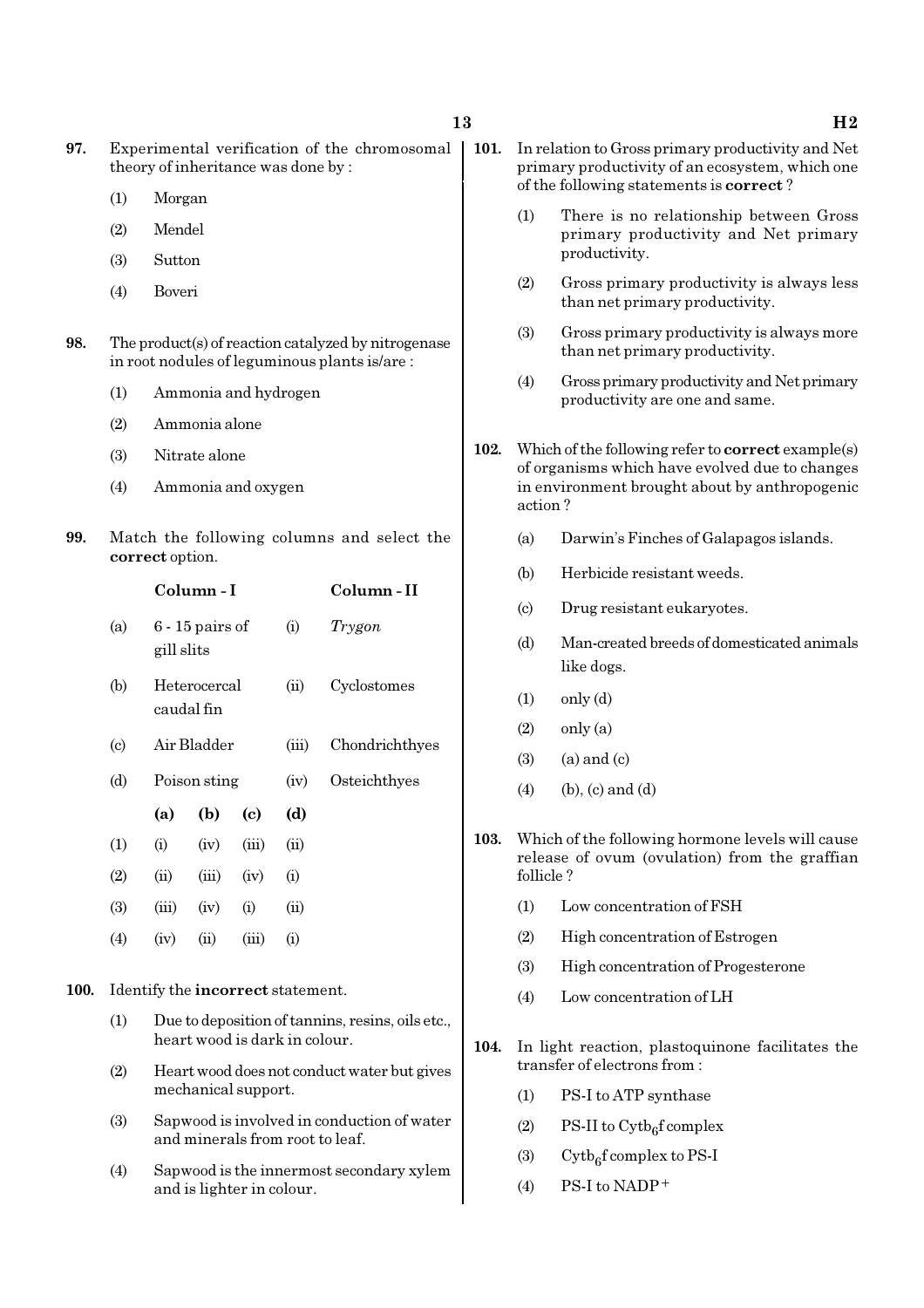**97.** Experimental verification of the chromosomal theory of inheritance was done by :

(1) Morgan

(2) Mendel

(3) Sutton

(4) Boveri

**98.** The product(s) of reaction catalyzed by nitrogenase in root nodules of leguminous plants is/are :

(1) Ammonia and hydrogen

(2) Ammonia alone

(3) Nitrate alone

(4) Ammonia and oxygen

**99.** Match the following columns and select the **correct** option.

| | Column - I | | Column - II |
|---|---|---|---|
| (a) | 6 - 15 pairs of gill slits | (i) | *Trygon* |
| (b) | Heterocercal caudal fin | (ii) | Cyclostomes |
| (c) | Air Bladder | (iii) | Chondrichthyes |
| (d) | Poison sting | (iv) | Osteichthyes |

| | (a) | (b) | (c) | (d) |
|---|---|---|---|---|
| (1) | (i) | (iv) | (iii) | (ii) |
| (2) | (ii) | (iii) | (iv) | (i) |
| (3) | (iii) | (iv) | (i) | (ii) |
| (4) | (iv) | (ii) | (iii) | (i) |

**100.** Identify the **incorrect** statement.

(1) Due to deposition of tannins, resins, oils etc., heart wood is dark in colour.

(2) Heart wood does not conduct water but gives mechanical support.

(3) Sapwood is involved in conduction of water and minerals from root to leaf.

(4) Sapwood is the innermost secondary xylem and is lighter in colour.

**101.** In relation to Gross primary productivity and Net primary productivity of an ecosystem, which one of the following statements is **correct** ?

(1) There is no relationship between Gross primary productivity and Net primary productivity.

(2) Gross primary productivity is always less than net primary productivity.

(3) Gross primary productivity is always more than net primary productivity.

(4) Gross primary productivity and Net primary productivity are one and same.

**102.** Which of the following refer to **correct** example(s) of organisms which have evolved due to changes in environment brought about by anthropogenic action ?

(a) Darwin's Finches of Galapagos islands.

(b) Herbicide resistant weeds.

(c) Drug resistant eukaryotes.

(d) Man-created breeds of domesticated animals like dogs.

(1) only (d)

(2) only (a)

(3) (a) and (c)

(4) (b), (c) and (d)

**103.** Which of the following hormone levels will cause release of ovum (ovulation) from the graffian follicle ?

(1) Low concentration of FSH

(2) High concentration of Estrogen

(3) High concentration of Progesterone

(4) Low concentration of LH

**104.** In light reaction, plastoquinone facilitates the transfer of electrons from :

(1) PS-I to ATP synthase

(2) PS-II to $Cytb_6f$ complex

(3) $Cytb_6f$ complex to PS-I

(4) PS-I to $NADP^+$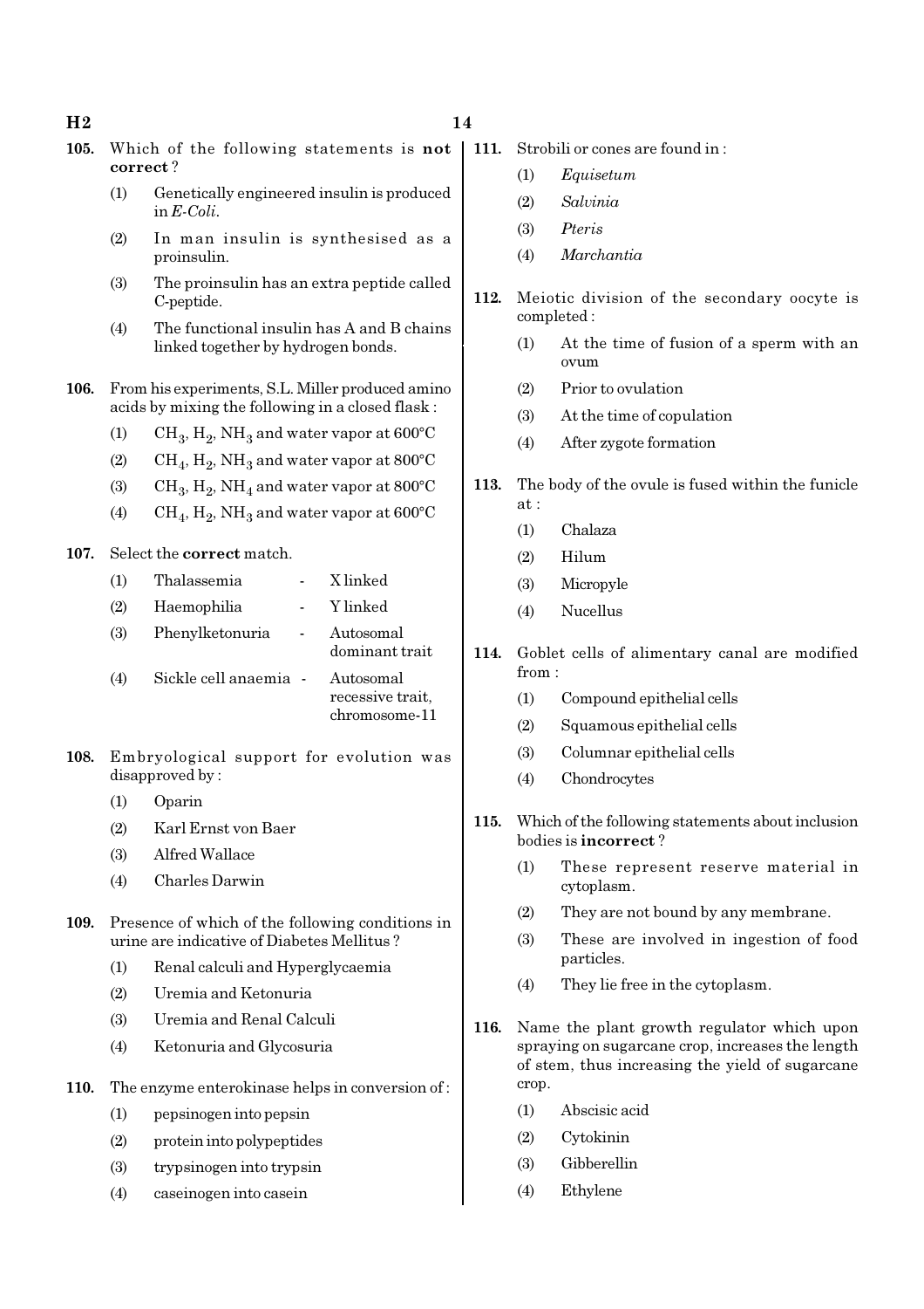**105.** Which of the following statements is **not correct** ?

(1) Genetically engineered insulin is produced in *E-Coli*.

(2) In man insulin is synthesised as a proinsulin.

(3) The proinsulin has an extra peptide called C-peptide.

(4) The functional insulin has A and B chains linked together by hydrogen bonds.

**106.** From his experiments, S.L. Miller produced amino acids by mixing the following in a closed flask :

(1) $CH_3$, $H_2$, $NH_3$ and water vapor at 600°C

(2) $CH_4$, $H_2$, $NH_3$ and water vapor at 800°C

(3) $CH_3$, $H_2$, $NH_4$ and water vapor at 800°C

(4) $CH_4$, $H_2$, $NH_3$ and water vapor at 600°C

**107.** Select the **correct** match.

(1) Thalassemia - X linked

(2) Haemophilia - Y linked

(3) Phenylketonuria - Autosomal dominant trait

(4) Sickle cell anaemia - Autosomal recessive trait, chromosome-11

**108.** Embryological support for evolution was disapproved by :

(1) Oparin

(2) Karl Ernst von Baer

(3) Alfred Wallace

(4) Charles Darwin

**109.** Presence of which of the following conditions in urine are indicative of Diabetes Mellitus ?

(1) Renal calculi and Hyperglycaemia

(2) Uremia and Ketonuria

(3) Uremia and Renal Calculi

(4) Ketonuria and Glycosuria

**110.** The enzyme enterokinase helps in conversion of :

(1) pepsinogen into pepsin

(2) protein into polypeptides

(3) trypsinogen into trypsin

(4) caseinogen into casein

**111.** Strobili or cones are found in :

(1) *Equisetum*

(2) *Salvinia*

(3) *Pteris*

(4) *Marchantia*

**112.** Meiotic division of the secondary oocyte is completed :

(1) At the time of fusion of a sperm with an ovum

(2) Prior to ovulation

(3) At the time of copulation

(4) After zygote formation

**113.** The body of the ovule is fused within the funicle at :

(1) Chalaza

(2) Hilum

(3) Micropyle

(4) Nucellus

**114.** Goblet cells of alimentary canal are modified from :

(1) Compound epithelial cells

(2) Squamous epithelial cells

(3) Columnar epithelial cells

(4) Chondrocytes

**115.** Which of the following statements about inclusion bodies is **incorrect** ?

(1) These represent reserve material in cytoplasm.

(2) They are not bound by any membrane.

(3) These are involved in ingestion of food particles.

(4) They lie free in the cytoplasm.

**116.** Name the plant growth regulator which upon spraying on sugarcane crop, increases the length of stem, thus increasing the yield of sugarcane crop.

(1) Abscisic acid

(2) Cytokinin

(3) Gibberellin

(4) Ethylene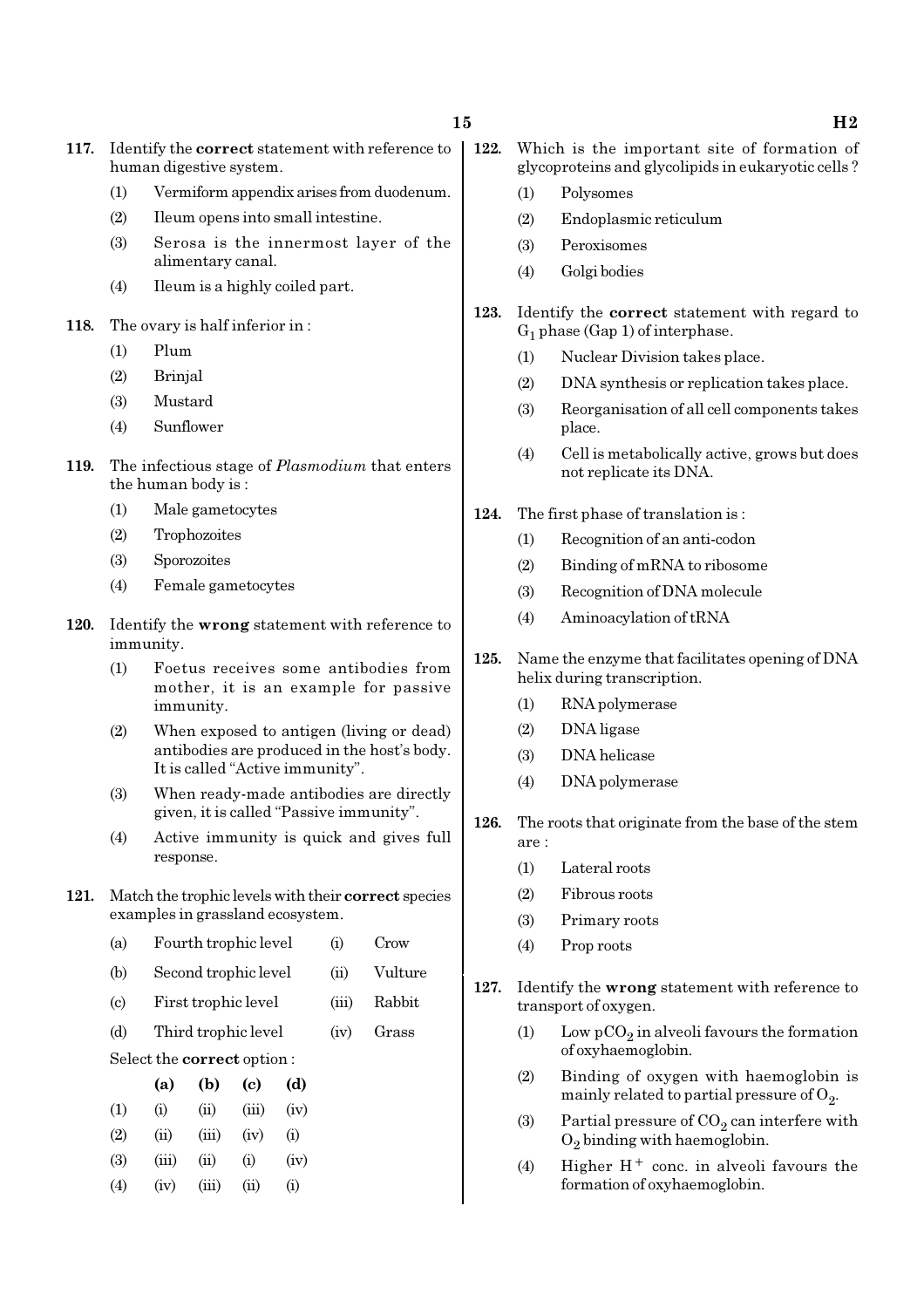**117.** Identify the **correct** statement with reference to human digestive system.

(1) Vermiform appendix arises from duodenum.

(2) Ileum opens into small intestine.

(3) Serosa is the innermost layer of the alimentary canal.

(4) Ileum is a highly coiled part.

**118.** The ovary is half inferior in :

(1) Plum

(2) Brinjal

(3) Mustard

(4) Sunflower

**119.** The infectious stage of *Plasmodium* that enters the human body is :

(1) Male gametocytes

(2) Trophozoites

(3) Sporozoites

(4) Female gametocytes

**120.** Identify the **wrong** statement with reference to immunity.

(1) Foetus receives some antibodies from mother, it is an example for passive immunity.

(2) When exposed to antigen (living or dead) antibodies are produced in the host's body. It is called "Active immunity".

(3) When ready-made antibodies are directly given, it is called "Passive immunity".

(4) Active immunity is quick and gives full response.

**121.** Match the trophic levels with their **correct** species examples in grassland ecosystem.

| | | | |
|---|---|---|---|
| (a) | Fourth trophic level | (i) | Crow |
| (b) | Second trophic level | (ii) | Vulture |
| (c) | First trophic level | (iii) | Rabbit |
| (d) | Third trophic level | (iv) | Grass |

Select the **correct** option :

| | **(a)** | **(b)** | **(c)** | **(d)** |
|---|---|---|---|---|
| (1) | (i) | (ii) | (iii) | (iv) |
| (2) | (ii) | (iii) | (iv) | (i) |
| (3) | (iii) | (ii) | (i) | (iv) |
| (4) | (iv) | (iii) | (ii) | (i) |

**122.** Which is the important site of formation of glycoproteins and glycolipids in eukaryotic cells ?

(1) Polysomes

(2) Endoplasmic reticulum

(3) Peroxisomes

(4) Golgi bodies

**123.** Identify the **correct** statement with regard to $G_1$ phase (Gap 1) of interphase.

(1) Nuclear Division takes place.

(2) DNA synthesis or replication takes place.

(3) Reorganisation of all cell components takes place.

(4) Cell is metabolically active, grows but does not replicate its DNA.

**124.** The first phase of translation is :

(1) Recognition of an anti-codon

(2) Binding of mRNA to ribosome

(3) Recognition of DNA molecule

(4) Aminoacylation of tRNA

**125.** Name the enzyme that facilitates opening of DNA helix during transcription.

(1) RNA polymerase

(2) DNA ligase

(3) DNA helicase

(4) DNA polymerase

**126.** The roots that originate from the base of the stem are :

(1) Lateral roots

(2) Fibrous roots

(3) Primary roots

(4) Prop roots

**127.** Identify the **wrong** statement with reference to transport of oxygen.

(1) Low $pCO_2$ in alveoli favours the formation of oxyhaemoglobin.

(2) Binding of oxygen with haemoglobin is mainly related to partial pressure of $O_2$.

(3) Partial pressure of $CO_2$ can interfere with $O_2$ binding with haemoglobin.

(4) Higher $H^+$ conc. in alveoli favours the formation of oxyhaemoglobin.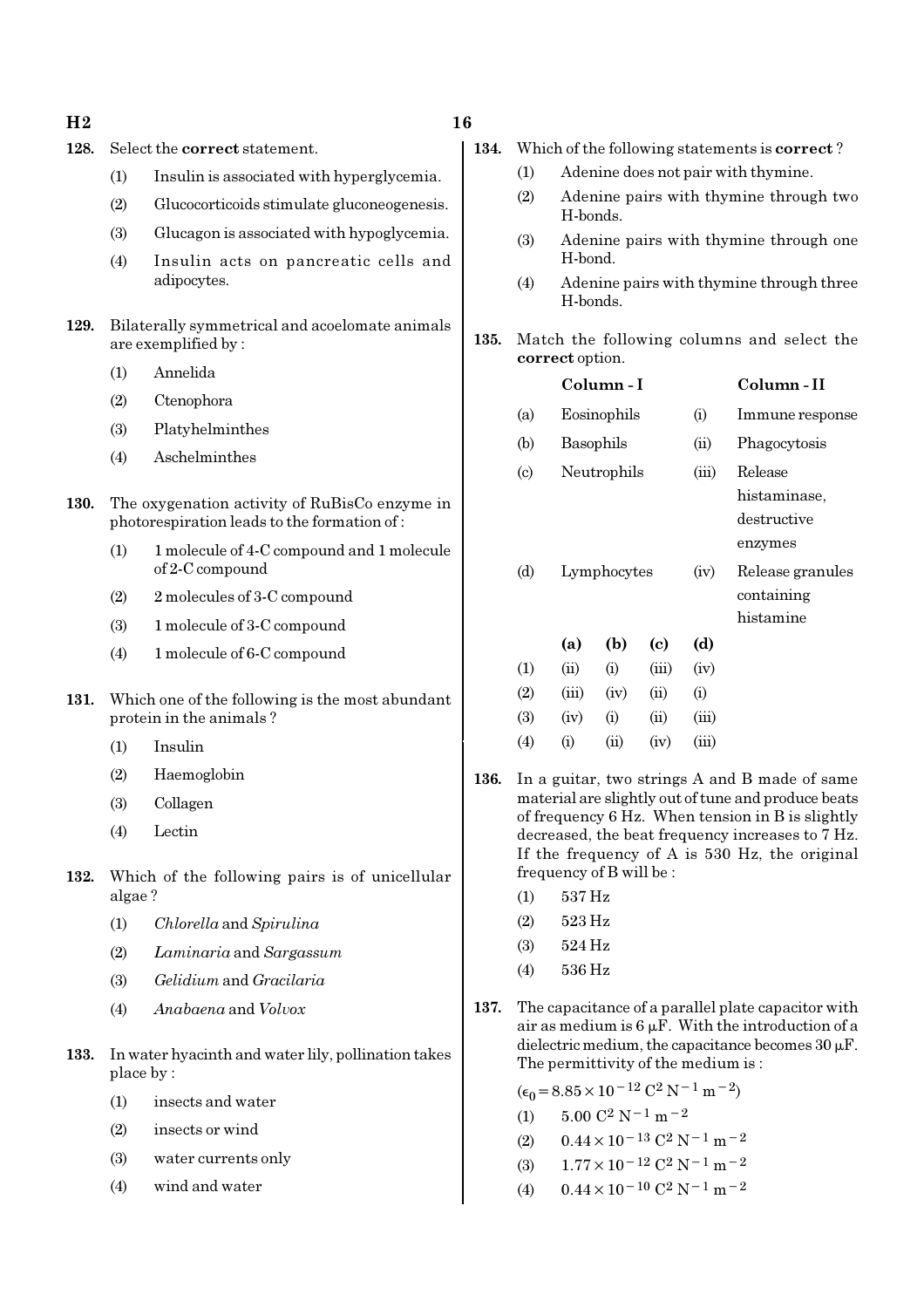128. Select the **correct** statement.

(1) Insulin is associated with hyperglycemia.

(2) Glucocorticoids stimulate gluconeogenesis.

(3) Glucagon is associated with hypoglycemia.

(4) Insulin acts on pancreatic cells and adipocytes.

129. Bilaterally symmetrical and acoelomate animals are exemplified by :

(1) Annelida

(2) Ctenophora

(3) Platyhelminthes

(4) Aschelminthes

130. The oxygenation activity of RuBisCo enzyme in photorespiration leads to the formation of :

(1) 1 molecule of 4-C compound and 1 molecule of 2-C compound

(2) 2 molecules of 3-C compound

(3) 1 molecule of 3-C compound

(4) 1 molecule of 6-C compound

131. Which one of the following is the most abundant protein in the animals ?

(1) Insulin

(2) Haemoglobin

(3) Collagen

(4) Lectin

132. Which of the following pairs is of unicellular algae ?

(1) *Chlorella* and *Spirulina*

(2) *Laminaria* and *Sargassum*

(3) *Gelidium* and *Gracilaria*

(4) *Anabaena* and *Volvox*

133. In water hyacinth and water lily, pollination takes place by :

(1) insects and water

(2) insects or wind

(3) water currents only

(4) wind and water

134. Which of the following statements is **correct** ?

(1) Adenine does not pair with thymine.

(2) Adenine pairs with thymine through two H-bonds.

(3) Adenine pairs with thymine through one H-bond.

(4) Adenine pairs with thymine through three H-bonds.

135. Match the following columns and select the **correct** option.

| | Column - I | | Column - II |
|---|---|---|---|
| (a) | Eosinophils | (i) | Immune response |
| (b) | Basophils | (ii) | Phagocytosis |
| (c) | Neutrophils | (iii) | Release histaminase, destructive enzymes |
| (d) | Lymphocytes | (iv) | Release granules containing histamine |

| | (a) | (b) | (c) | (d) |
|---|---|---|---|---|
| (1) | (ii) | (i) | (iii) | (iv) |
| (2) | (iii) | (iv) | (ii) | (i) |
| (3) | (iv) | (i) | (ii) | (iii) |
| (4) | (i) | (ii) | (iv) | (iii) |

136. In a guitar, two strings A and B made of same material are slightly out of tune and produce beats of frequency 6 Hz. When tension in B is slightly decreased, the beat frequency increases to 7 Hz. If the frequency of A is 530 Hz, the original frequency of B will be :

(1) 537 Hz

(2) 523 Hz

(3) 524 Hz

(4) 536 Hz

137. The capacitance of a parallel plate capacitor with air as medium is 6 $\mu$F. With the introduction of a dielectric medium, the capacitance becomes 30 $\mu$F. The permittivity of the medium is :

($\epsilon_0 = 8.85 \times 10^{-12}\ C^2\ N^{-1}\ m^{-2}$)

(1) $5.00\ C^2\ N^{-1}\ m^{-2}$

(2) $0.44 \times 10^{-13}\ C^2\ N^{-1}\ m^{-2}$

(3) $1.77 \times 10^{-12}\ C^2\ N^{-1}\ m^{-2}$

(4) $0.44 \times 10^{-10}\ C^2\ N^{-1}\ m^{-2}$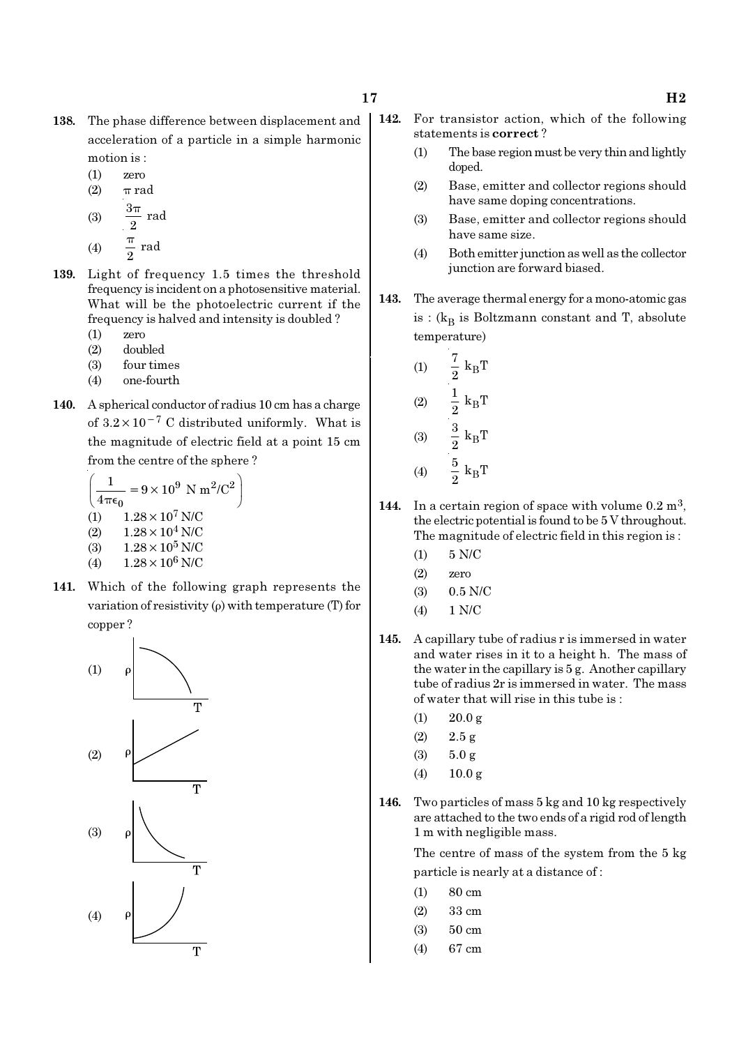**138.** The phase difference between displacement and acceleration of a particle in a simple harmonic motion is :

(1) zero
(2) $\pi$ rad
(3) $\frac{3\pi}{2}$ rad
(4) $\frac{\pi}{2}$ rad

**139.** Light of frequency 1.5 times the threshold frequency is incident on a photosensitive material. What will be the photoelectric current if the frequency is halved and intensity is doubled ?

(1) zero
(2) doubled
(3) four times
(4) one-fourth

**140.** A spherical conductor of radius 10 cm has a charge of $3.2 \times 10^{-7}$ C distributed uniformly. What is the magnitude of electric field at a point 15 cm from the centre of the sphere ?

$\left(\frac{1}{4\pi\epsilon_0} = 9 \times 10^9 \text{ N m}^2/\text{C}^2\right)$

(1) $1.28 \times 10^7$ N/C
(2) $1.28 \times 10^4$ N/C
(3) $1.28 \times 10^5$ N/C
(4) $1.28 \times 10^6$ N/C

**141.** Which of the following graph represents the variation of resistivity ($\rho$) with temperature (T) for copper ?

(1) [Graph of $\rho$ vs T: concave-down curve decreasing]

(2) [Graph of $\rho$ vs T: straight line increasing with positive intercept]

(3) [Graph of $\rho$ vs T: curve decreasing, concave up]

(4) [Graph of $\rho$ vs T: curve increasing, concave up]

**142.** For transistor action, which of the following statements is **correct** ?

(1) The base region must be very thin and lightly doped.
(2) Base, emitter and collector regions should have same doping concentrations.
(3) Base, emitter and collector regions should have same size.
(4) Both emitter junction as well as the collector junction are forward biased.

**143.** The average thermal energy for a mono-atomic gas is : ($k_B$ is Boltzmann constant and T, absolute temperature)

(1) $\frac{7}{2} k_B T$
(2) $\frac{1}{2} k_B T$
(3) $\frac{3}{2} k_B T$
(4) $\frac{5}{2} k_B T$

**144.** In a certain region of space with volume 0.2 $m^3$, the electric potential is found to be 5 V throughout. The magnitude of electric field in this region is :

(1) 5 N/C
(2) zero
(3) 0.5 N/C
(4) 1 N/C

**145.** A capillary tube of radius r is immersed in water and water rises in it to a height h. The mass of the water in the capillary is 5 g. Another capillary tube of radius 2r is immersed in water. The mass of water that will rise in this tube is :

(1) 20.0 g
(2) 2.5 g
(3) 5.0 g
(4) 10.0 g

**146.** Two particles of mass 5 kg and 10 kg respectively are attached to the two ends of a rigid rod of length 1 m with negligible mass.

The centre of mass of the system from the 5 kg particle is nearly at a distance of :

(1) 80 cm
(2) 33 cm
(3) 50 cm
(4) 67 cm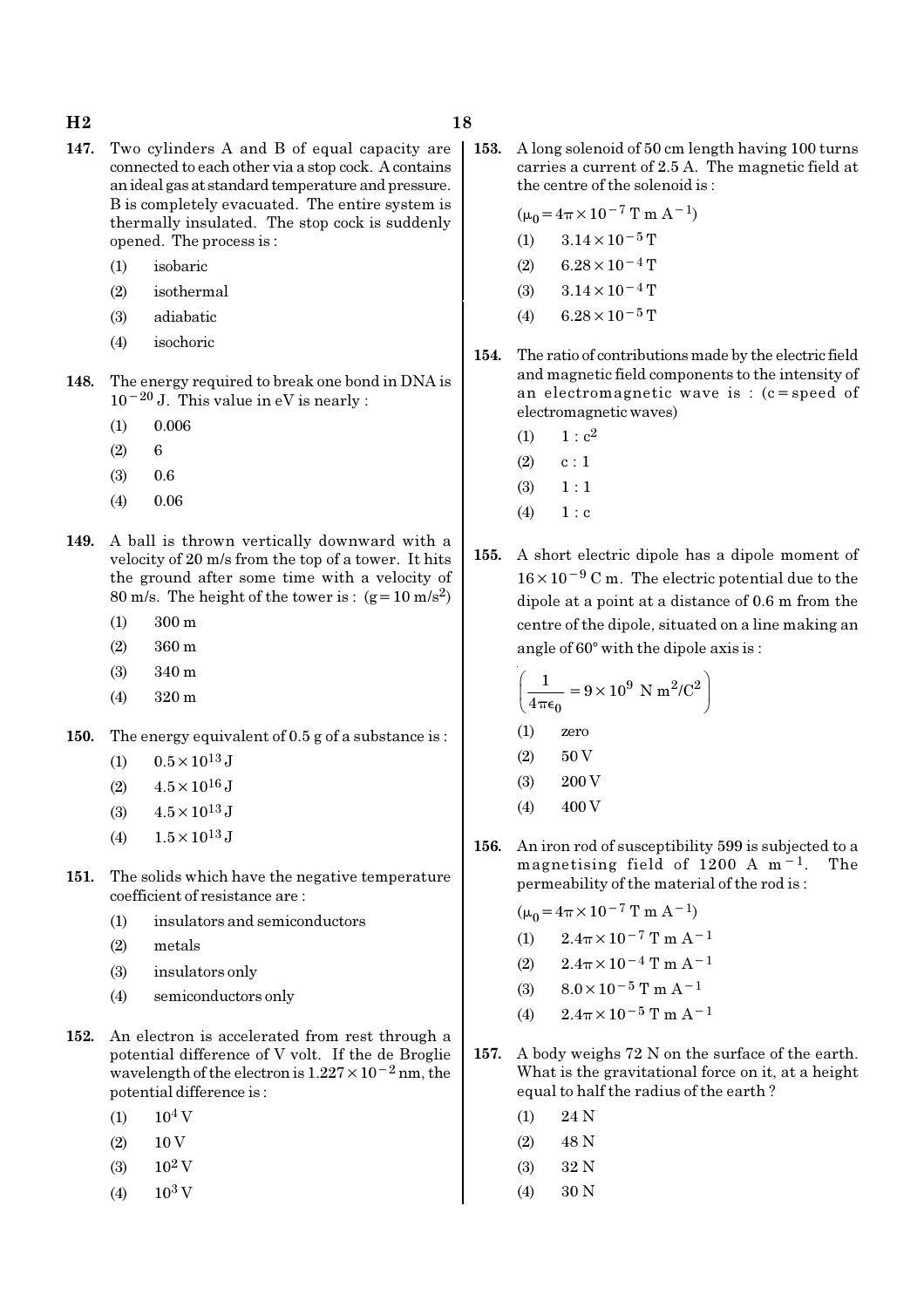**147.** Two cylinders A and B of equal capacity are connected to each other via a stop cock. A contains an ideal gas at standard temperature and pressure. B is completely evacuated. The entire system is thermally insulated. The stop cock is suddenly opened. The process is :

(1) isobaric

(2) isothermal

(3) adiabatic

(4) isochoric

**148.** The energy required to break one bond in DNA is $10^{-20}$ J. This value in eV is nearly :

(1) 0.006

(2) 6

(3) 0.6

(4) 0.06

**149.** A ball is thrown vertically downward with a velocity of 20 m/s from the top of a tower. It hits the ground after some time with a velocity of 80 m/s. The height of the tower is : ($g = 10$ m/s$^2$)

(1) 300 m

(2) 360 m

(3) 340 m

(4) 320 m

**150.** The energy equivalent of 0.5 g of a substance is :

(1) $0.5 \times 10^{13}$ J

(2) $4.5 \times 10^{16}$ J

(3) $4.5 \times 10^{13}$ J

(4) $1.5 \times 10^{13}$ J

**151.** The solids which have the negative temperature coefficient of resistance are :

(1) insulators and semiconductors

(2) metals

(3) insulators only

(4) semiconductors only

**152.** An electron is accelerated from rest through a potential difference of V volt. If the de Broglie wavelength of the electron is $1.227 \times 10^{-2}$ nm, the potential difference is :

(1) $10^4$ V

(2) 10 V

(3) $10^2$ V

(4) $10^3$ V

**153.** A long solenoid of 50 cm length having 100 turns carries a current of 2.5 A. The magnetic field at the centre of the solenoid is :

($\mu_0 = 4\pi \times 10^{-7}$ T m A$^{-1}$)

(1) $3.14 \times 10^{-5}$ T

(2) $6.28 \times 10^{-4}$ T

(3) $3.14 \times 10^{-4}$ T

(4) $6.28 \times 10^{-5}$ T

**154.** The ratio of contributions made by the electric field and magnetic field components to the intensity of an electromagnetic wave is : (c = speed of electromagnetic waves)

(1) $1 : c^2$

(2) $c : 1$

(3) $1 : 1$

(4) $1 : c$

**155.** A short electric dipole has a dipole moment of $16 \times 10^{-9}$ C m. The electric potential due to the dipole at a point at a distance of 0.6 m from the centre of the dipole, situated on a line making an angle of 60° with the dipole axis is :

$$\left(\frac{1}{4\pi\epsilon_0} = 9 \times 10^9 \text{ N m}^2/\text{C}^2\right)$$

(1) zero

(2) 50 V

(3) 200 V

(4) 400 V

**156.** An iron rod of susceptibility 599 is subjected to a magnetising field of 1200 A m$^{-1}$. The permeability of the material of the rod is :

($\mu_0 = 4\pi \times 10^{-7}$ T m A$^{-1}$)

(1) $2.4\pi \times 10^{-7}$ T m A$^{-1}$

(2) $2.4\pi \times 10^{-4}$ T m A$^{-1}$

(3) $8.0 \times 10^{-5}$ T m A$^{-1}$

(4) $2.4\pi \times 10^{-5}$ T m A$^{-1}$

**157.** A body weighs 72 N on the surface of the earth. What is the gravitational force on it, at a height equal to half the radius of the earth ?

(1) 24 N

(2) 48 N

(3) 32 N

(4) 30 N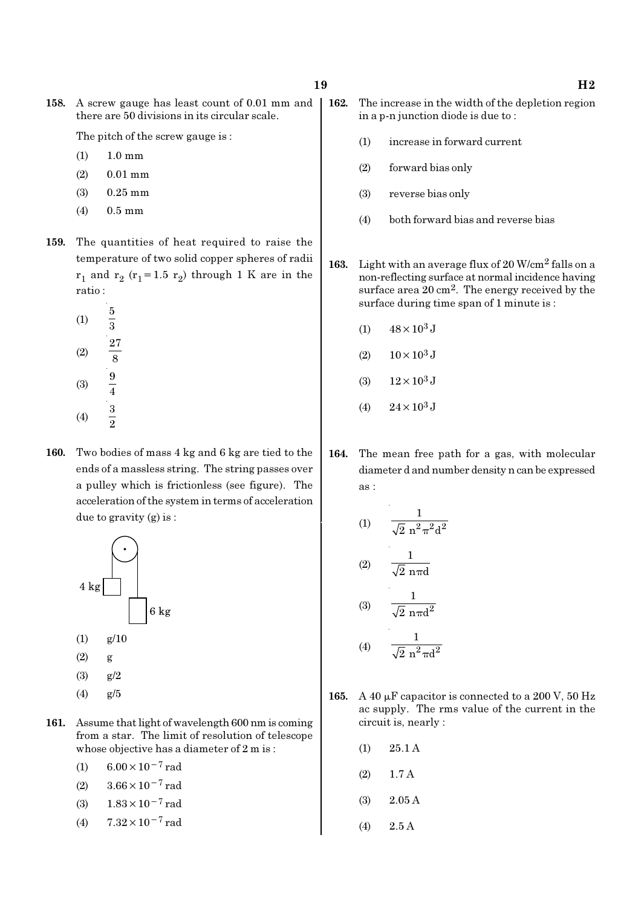**158.** A screw gauge has least count of 0.01 mm and there are 50 divisions in its circular scale.

The pitch of the screw gauge is :

(1) 1.0 mm

(2) 0.01 mm

(3) 0.25 mm

(4) 0.5 mm

**159.** The quantities of heat required to raise the temperature of two solid copper spheres of radii $r_1$ and $r_2$ ($r_1 = 1.5\ r_2$) through 1 K are in the ratio :

(1) $\frac{5}{3}$

(2) $\frac{27}{8}$

(3) $\frac{9}{4}$

(4) $\frac{3}{2}$

**160.** Two bodies of mass 4 kg and 6 kg are tied to the ends of a massless string. The string passes over a pulley which is frictionless (see figure). The acceleration of the system in terms of acceleration due to gravity (g) is :

4 kg

6 kg

(1) g/10

(2) g

(3) g/2

(4) g/5

**161.** Assume that light of wavelength 600 nm is coming from a star. The limit of resolution of telescope whose objective has a diameter of 2 m is :

(1) $6.00 \times 10^{-7}$ rad

(2) $3.66 \times 10^{-7}$ rad

(3) $1.83 \times 10^{-7}$ rad

(4) $7.32 \times 10^{-7}$ rad

**162.** The increase in the width of the depletion region in a p-n junction diode is due to :

(1) increase in forward current

(2) forward bias only

(3) reverse bias only

(4) both forward bias and reverse bias

**163.** Light with an average flux of 20 W/cm$^2$ falls on a non-reflecting surface at normal incidence having surface area 20 cm$^2$. The energy received by the surface during time span of 1 minute is :

(1) $48 \times 10^3$ J

(2) $10 \times 10^3$ J

(3) $12 \times 10^3$ J

(4) $24 \times 10^3$ J

**164.** The mean free path for a gas, with molecular diameter d and number density n can be expressed as :

(1) $\frac{1}{\sqrt{2}\ n^2 \pi^2 d^2}$

(2) $\frac{1}{\sqrt{2}\ n \pi d}$

(3) $\frac{1}{\sqrt{2}\ n \pi d^2}$

(4) $\frac{1}{\sqrt{2}\ n^2 \pi d^2}$

**165.** A 40 μF capacitor is connected to a 200 V, 50 Hz ac supply. The rms value of the current in the circuit is, nearly :

(1) 25.1 A

(2) 1.7 A

(3) 2.05 A

(4) 2.5 A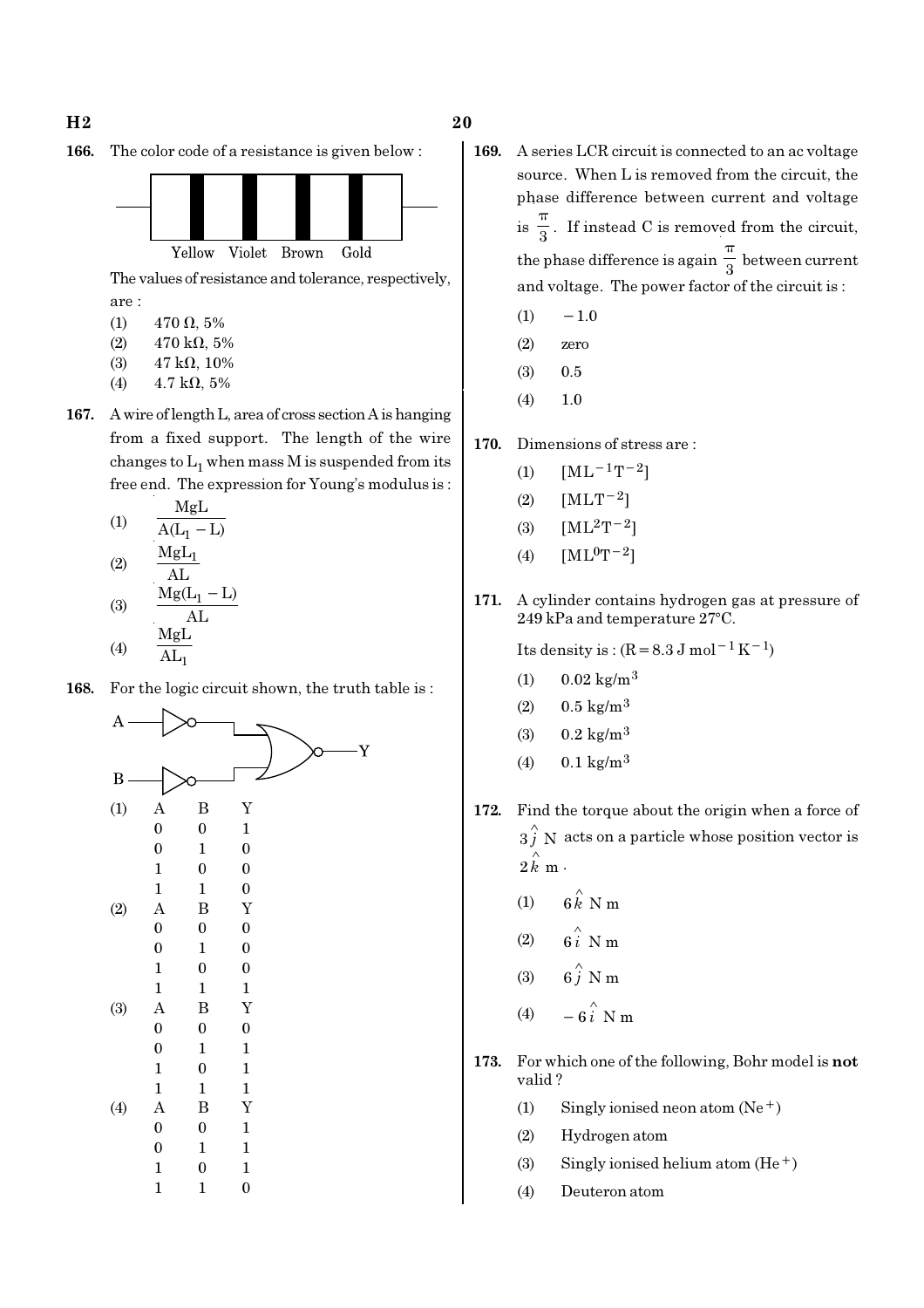**166.** The color code of a resistance is given below :

Yellow Violet Brown Gold

The values of resistance and tolerance, respectively, are :

(1) 470 Ω, 5%
(2) 470 kΩ, 5%
(3) 47 kΩ, 10%
(4) 4.7 kΩ, 5%

**167.** A wire of length L, area of cross section A is hanging from a fixed support. The length of the wire changes to $L_1$ when mass M is suspended from its free end. The expression for Young's modulus is :

(1) $\frac{MgL}{A(L_1 - L)}$

(2) $\frac{MgL_1}{AL}$

(3) $\frac{Mg(L_1 - L)}{AL}$

(4) $\frac{MgL}{AL_1}$

**168.** For the logic circuit shown, the truth table is :

(1)

| A | B | Y |
|---|---|---|
| 0 | 0 | 1 |
| 0 | 1 | 0 |
| 1 | 0 | 0 |
| 1 | 1 | 0 |

(2)

| A | B | Y |
|---|---|---|
| 0 | 0 | 0 |
| 0 | 1 | 0 |
| 1 | 0 | 0 |
| 1 | 1 | 1 |

(3)

| A | B | Y |
|---|---|---|
| 0 | 0 | 0 |
| 0 | 1 | 1 |
| 1 | 0 | 1 |
| 1 | 1 | 1 |

(4)

| A | B | Y |
|---|---|---|
| 0 | 0 | 1 |
| 0 | 1 | 1 |
| 1 | 0 | 1 |
| 1 | 1 | 0 |

**169.** A series LCR circuit is connected to an ac voltage source. When L is removed from the circuit, the phase difference between current and voltage is $\frac{\pi}{3}$. If instead C is removed from the circuit, the phase difference is again $\frac{\pi}{3}$ between current and voltage. The power factor of the circuit is :

(1) −1.0
(2) zero
(3) 0.5
(4) 1.0

**170.** Dimensions of stress are :

(1) $[ML^{-1}T^{-2}]$
(2) $[MLT^{-2}]$
(3) $[ML^2T^{-2}]$
(4) $[ML^0T^{-2}]$

**171.** A cylinder contains hydrogen gas at pressure of 249 kPa and temperature 27°C.

Its density is : ($R = 8.3 \text{ J mol}^{-1} \text{K}^{-1}$)

(1) $0.02 \text{ kg/m}^3$
(2) $0.5 \text{ kg/m}^3$
(3) $0.2 \text{ kg/m}^3$
(4) $0.1 \text{ kg/m}^3$

**172.** Find the torque about the origin when a force of $3\hat{j}$ N acts on a particle whose position vector is $2\hat{k}$ m.

(1) $6\hat{k}$ N m
(2) $6\hat{i}$ N m
(3) $6\hat{j}$ N m
(4) $-6\hat{i}$ N m

**173.** For which one of the following, Bohr model is **not** valid ?

(1) Singly ionised neon atom ($Ne^+$)
(2) Hydrogen atom
(3) Singly ionised helium atom ($He^+$)
(4) Deuteron atom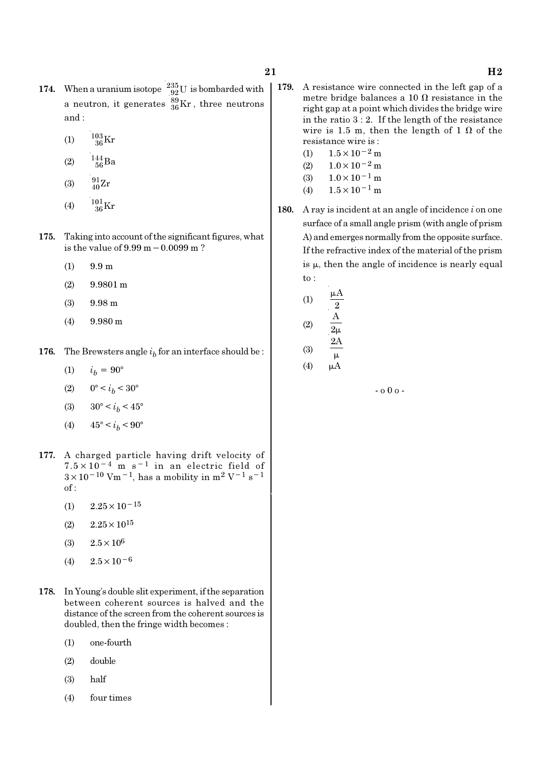**174.** When a uranium isotope $^{235}_{92}U$ is bombarded with a neutron, it generates $^{89}_{36}Kr$, three neutrons and :

(1) $^{103}_{36}Kr$

(2) $^{144}_{56}Ba$

(3) $^{91}_{40}Zr$

(4) $^{101}_{36}Kr$

**175.** Taking into account of the significant figures, what is the value of 9.99 m − 0.0099 m ?

(1) 9.9 m

(2) 9.9801 m

(3) 9.98 m

(4) 9.980 m

**176.** The Brewsters angle $i_b$ for an interface should be :

(1) $i_b = 90°$

(2) $0° < i_b < 30°$

(3) $30° < i_b < 45°$

(4) $45° < i_b < 90°$

**177.** A charged particle having drift velocity of $7.5 \times 10^{-4}$ m s$^{-1}$ in an electric field of $3 \times 10^{-10}$ Vm$^{-1}$, has a mobility in m$^2$ V$^{-1}$ s$^{-1}$ of :

(1) $2.25 \times 10^{-15}$

(2) $2.25 \times 10^{15}$

(3) $2.5 \times 10^{6}$

(4) $2.5 \times 10^{-6}$

**178.** In Young's double slit experiment, if the separation between coherent sources is halved and the distance of the screen from the coherent sources is doubled, then the fringe width becomes :

(1) one-fourth

(2) double

(3) half

(4) four times

**179.** A resistance wire connected in the left gap of a metre bridge balances a 10 Ω resistance in the right gap at a point which divides the bridge wire in the ratio 3 : 2. If the length of the resistance wire is 1.5 m, then the length of 1 Ω of the resistance wire is :

(1) $1.5 \times 10^{-2}$ m

(2) $1.0 \times 10^{-2}$ m

(3) $1.0 \times 10^{-1}$ m

(4) $1.5 \times 10^{-1}$ m

**180.** A ray is incident at an angle of incidence $i$ on one surface of a small angle prism (with angle of prism A) and emerges normally from the opposite surface. If the refractive index of the material of the prism is μ, then the angle of incidence is nearly equal to :

(1) $\frac{\mu A}{2}$

(2) $\frac{A}{2\mu}$

(3) $\frac{2A}{\mu}$

(4) $\mu A$

- o 0 o -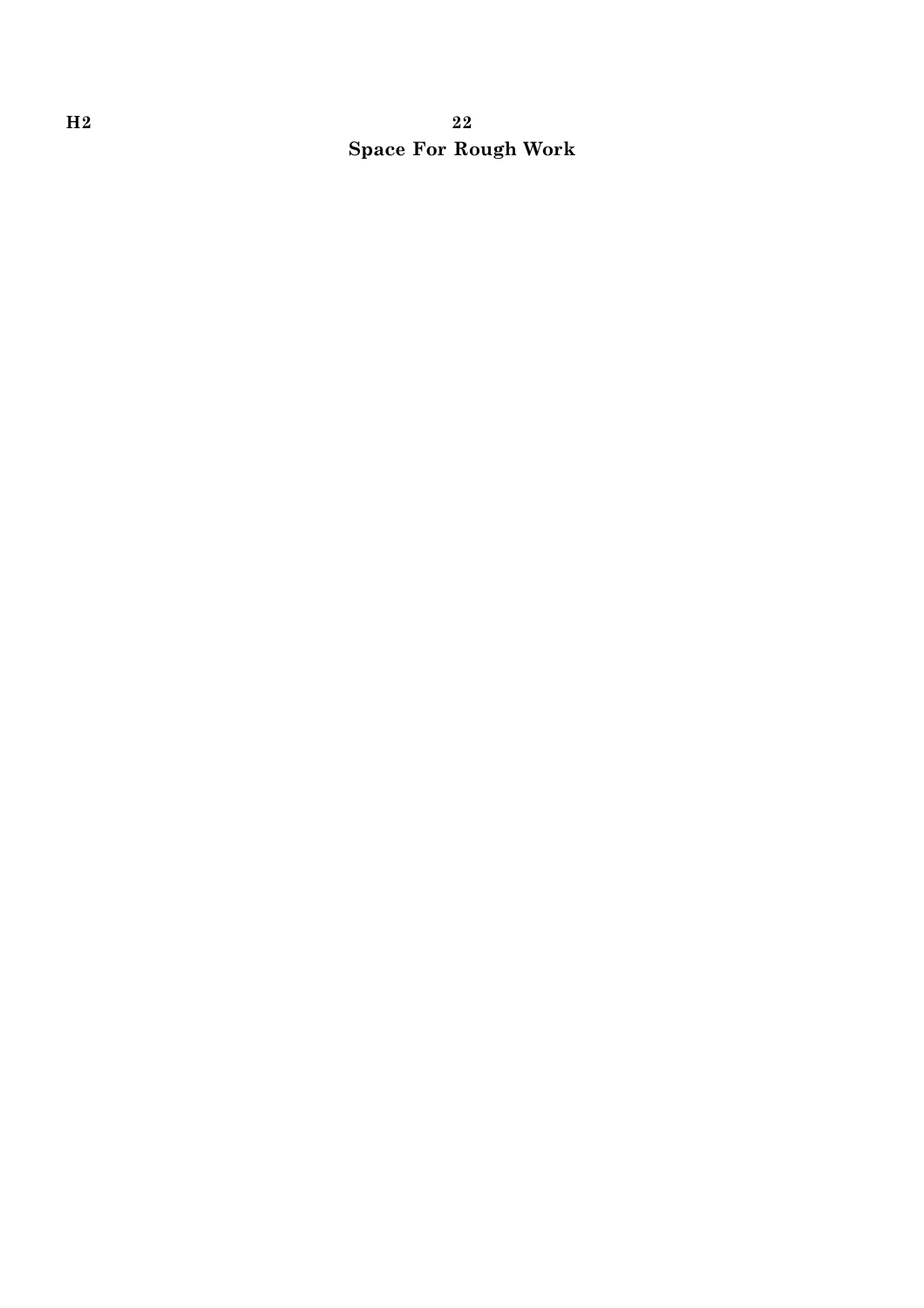**Space For Rough Work**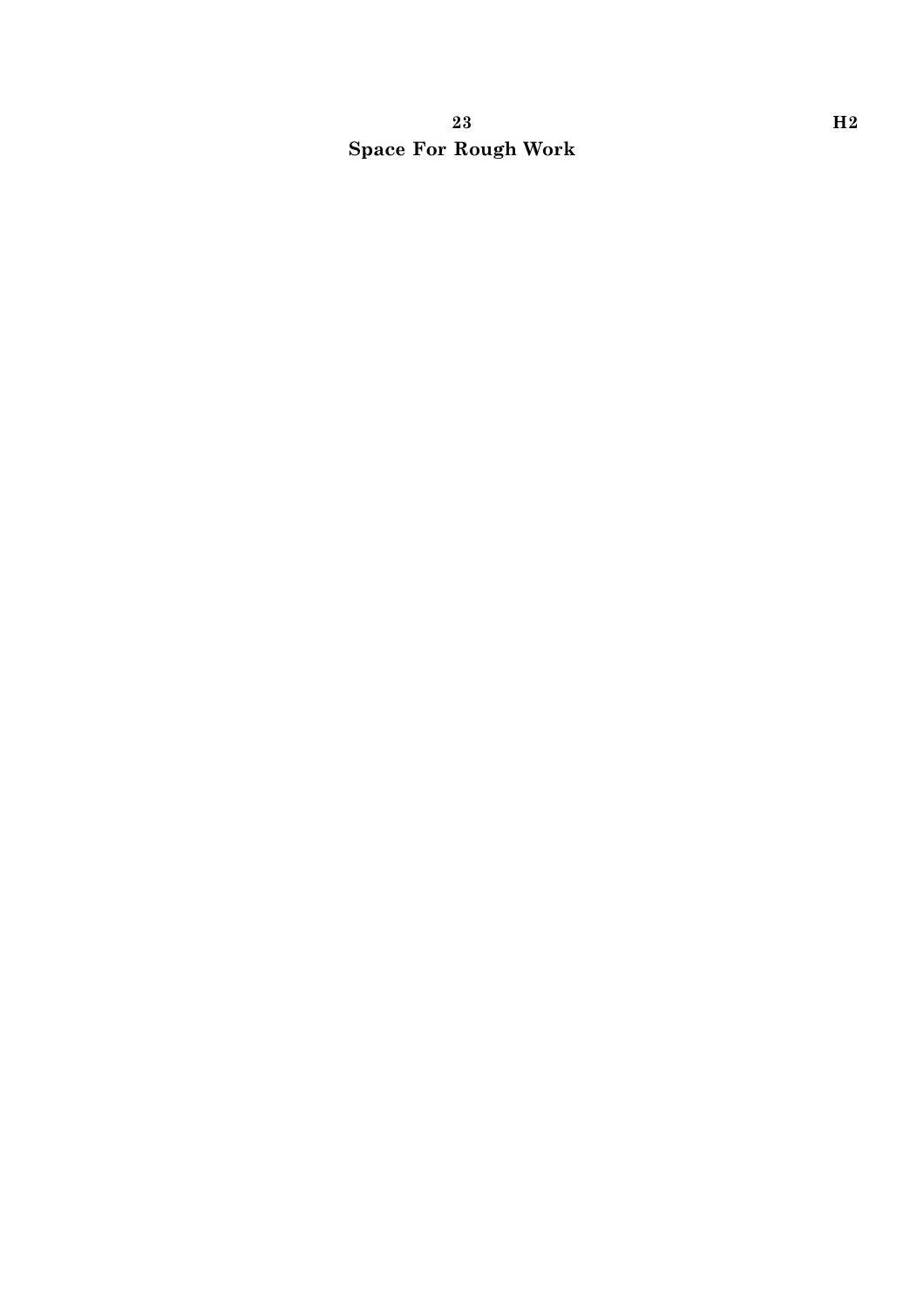**Space For Rough Work**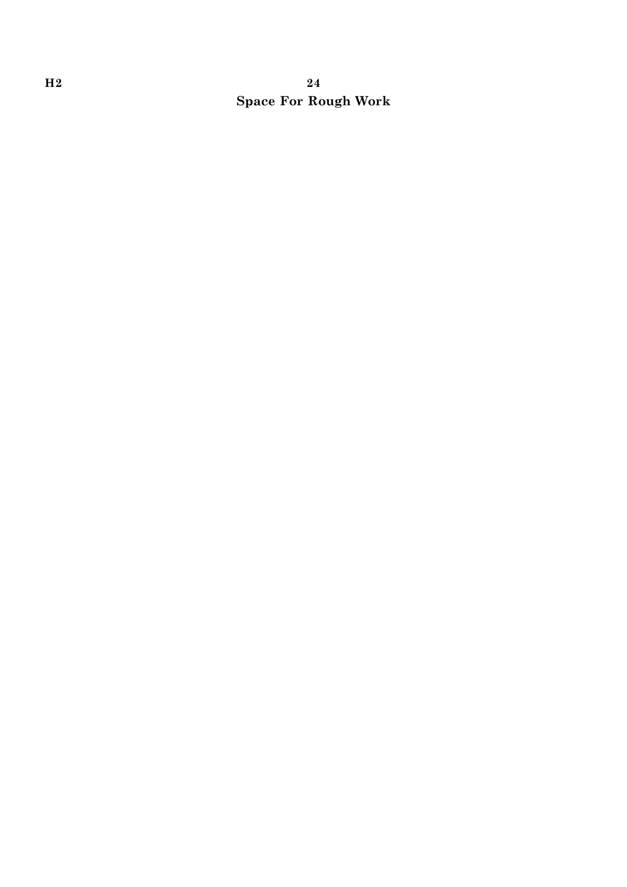**Space For Rough Work**